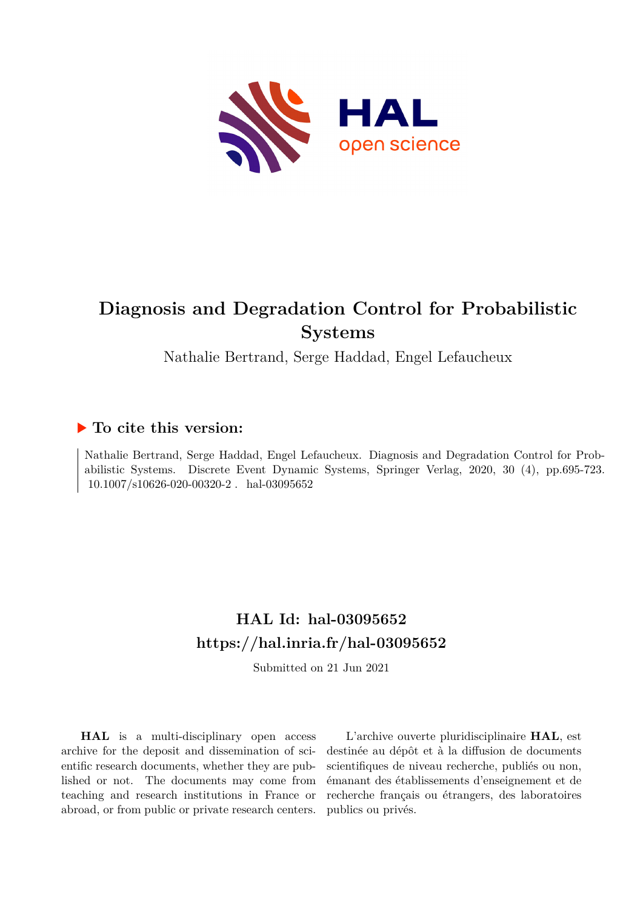HAL open science

# Diagnosis and Degradation Control for Probabilistic Systems

Nathalie Bertrand, Serge Haddad, Engel Lefaucheux

## ▶ To cite this version:

Nathalie Bertrand, Serge Haddad, Engel Lefaucheux. Diagnosis and Degradation Control for Probabilistic Systems. Discrete Event Dynamic Systems, Springer Verlag, 2020, 30 (4), pp.695-723. 10.1007/s10626-020-00320-2 . hal-03095652

## HAL Id: hal-03095652

## https://hal.inria.fr/hal-03095652

Submitted on 21 Jun 2021

**HAL** is a multi-disciplinary open access archive for the deposit and dissemination of scientific research documents, whether they are published or not. The documents may come from teaching and research institutions in France or abroad, or from public or private research centers.

L'archive ouverte pluridisciplinaire **HAL**, est destinée au dépôt et à la diffusion de documents scientifiques de niveau recherche, publiés ou non, émanant des établissements d'enseignement et de recherche français ou étrangers, des laboratoires publics ou privés.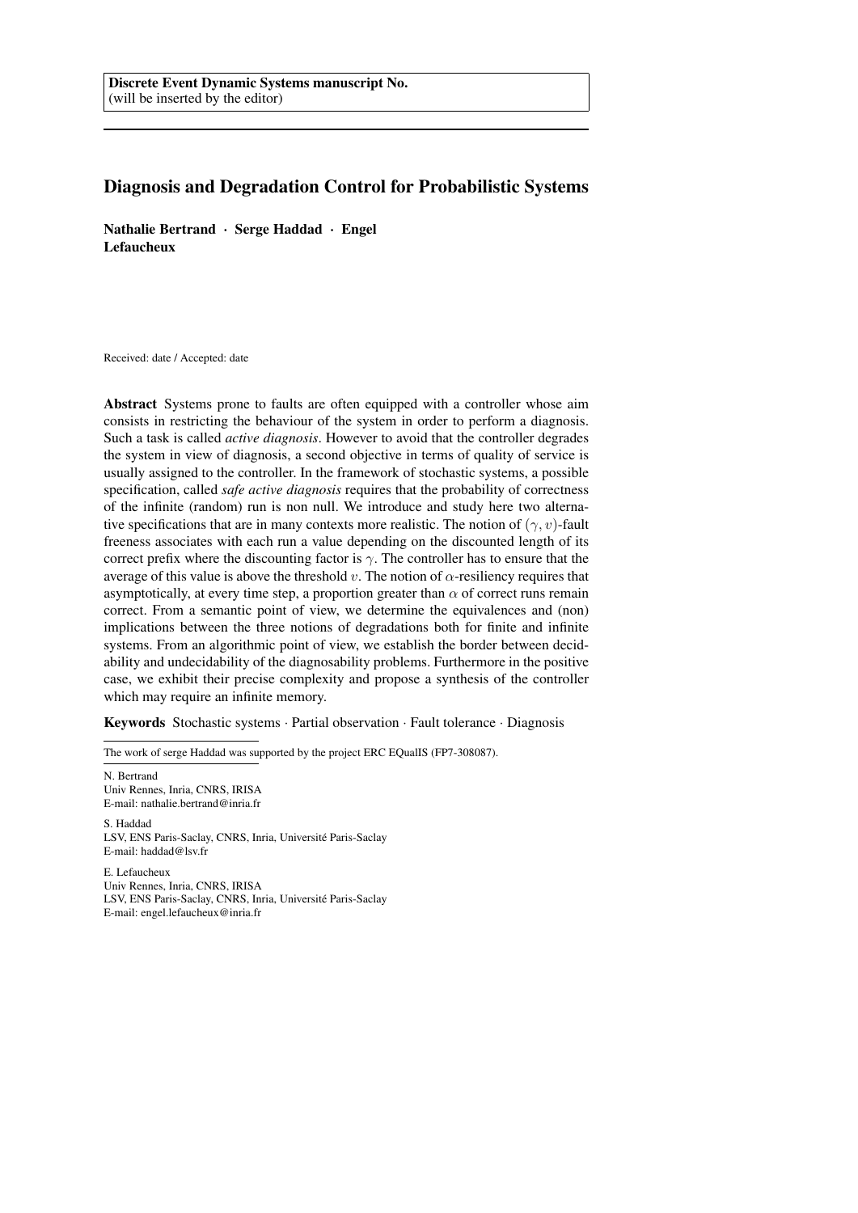Discrete Event Dynamic Systems manuscript No.
(will be inserted by the editor)

# Diagnosis and Degradation Control for Probabilistic Systems

**Nathalie Bertrand · Serge Haddad · Engel Lefaucheux**

Received: date / Accepted: date

**Abstract** Systems prone to faults are often equipped with a controller whose aim consists in restricting the behaviour of the system in order to perform a diagnosis. Such a task is called *active diagnosis*. However to avoid that the controller degrades the system in view of diagnosis, a second objective in terms of quality of service is usually assigned to the controller. In the framework of stochastic systems, a possible specification, called *safe active diagnosis* requires that the probability of correctness of the infinite (random) run is non null. We introduce and study here two alternative specifications that are in many contexts more realistic. The notion of $(\gamma, v)$-fault freeness associates with each run a value depending on the discounted length of its correct prefix where the discounting factor is $\gamma$. The controller has to ensure that the average of this value is above the threshold $v$. The notion of $\alpha$-resiliency requires that asymptotically, at every time step, a proportion greater than $\alpha$ of correct runs remain correct. From a semantic point of view, we determine the equivalences and (non) implications between the three notions of degradations both for finite and infinite systems. From an algorithmic point of view, we establish the border between decidability and undecidability of the diagnosability problems. Furthermore in the positive case, we exhibit their precise complexity and propose a synthesis of the controller which may require an infinite memory.

**Keywords** Stochastic systems · Partial observation · Fault tolerance · Diagnosis

The work of serge Haddad was supported by the project ERC EQualIS (FP7-308087).

N. Bertrand
Univ Rennes, Inria, CNRS, IRISA
E-mail: nathalie.bertrand@inria.fr

S. Haddad
LSV, ENS Paris-Saclay, CNRS, Inria, Université Paris-Saclay
E-mail: haddad@lsv.fr

E. Lefaucheux
Univ Rennes, Inria, CNRS, IRISA
LSV, ENS Paris-Saclay, CNRS, Inria, Université Paris-Saclay
E-mail: engel.lefaucheux@inria.fr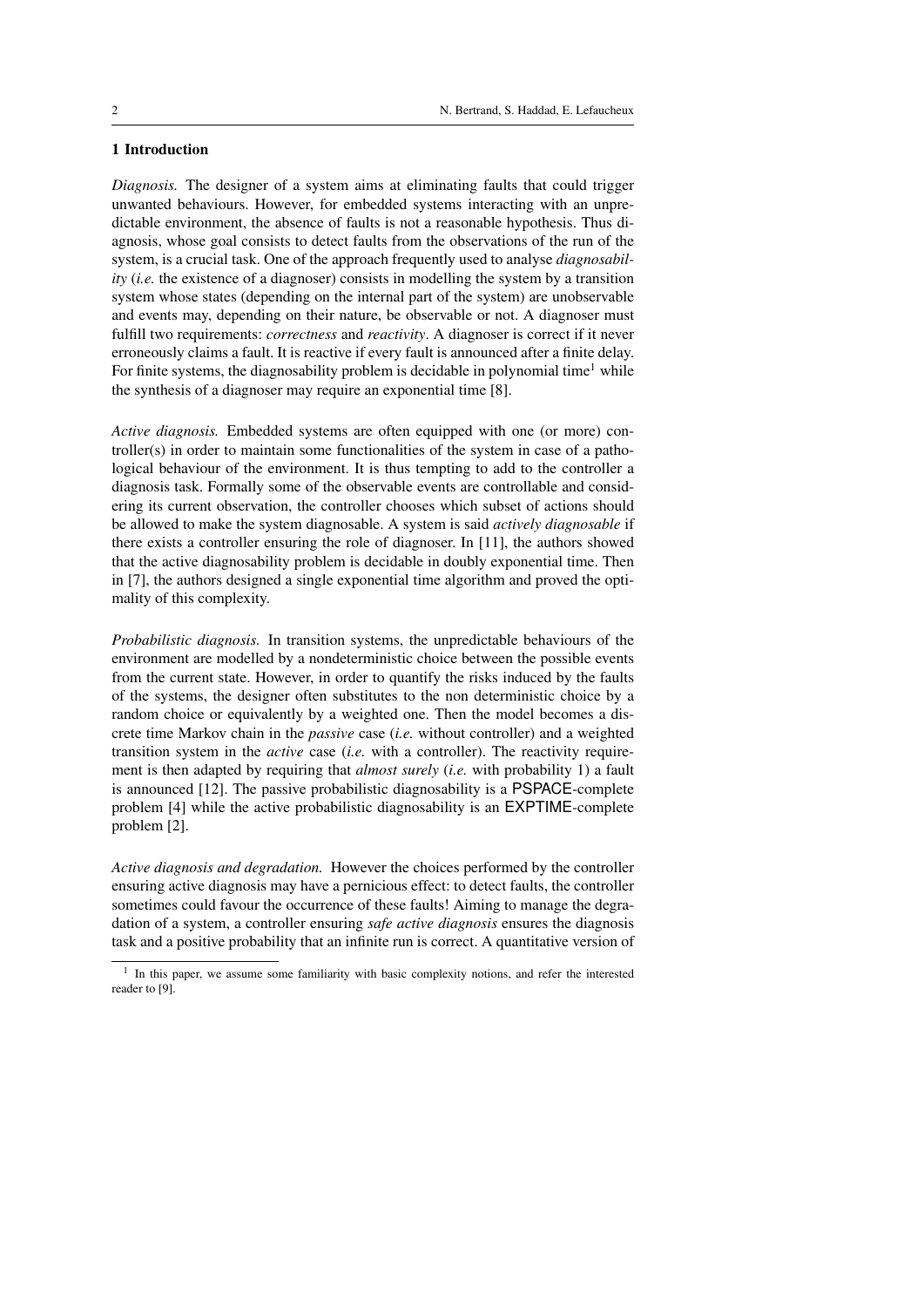## 1 Introduction

*Diagnosis.* The designer of a system aims at eliminating faults that could trigger unwanted behaviours. However, for embedded systems interacting with an unpredictable environment, the absence of faults is not a reasonable hypothesis. Thus diagnosis, whose goal consists to detect faults from the observations of the run of the system, is a crucial task. One of the approach frequently used to analyse *diagnosability* (*i.e.* the existence of a diagnoser) consists in modelling the system by a transition system whose states (depending on the internal part of the system) are unobservable and events may, depending on their nature, be observable or not. A diagnoser must fulfill two requirements: *correctness* and *reactivity*. A diagnoser is correct if it never erroneously claims a fault. It is reactive if every fault is announced after a finite delay. For finite systems, the diagnosability problem is decidable in polynomial time[1] while the synthesis of a diagnoser may require an exponential time [8].

*Active diagnosis.* Embedded systems are often equipped with one (or more) controller(s) in order to maintain some functionalities of the system in case of a pathological behaviour of the environment. It is thus tempting to add to the controller a diagnosis task. Formally some of the observable events are controllable and considering its current observation, the controller chooses which subset of actions should be allowed to make the system diagnosable. A system is said *actively diagnosable* if there exists a controller ensuring the role of diagnoser. In [11], the authors showed that the active diagnosability problem is decidable in doubly exponential time. Then in [7], the authors designed a single exponential time algorithm and proved the optimality of this complexity.

*Probabilistic diagnosis.* In transition systems, the unpredictable behaviours of the environment are modelled by a nondeterministic choice between the possible events from the current state. However, in order to quantify the risks induced by the faults of the systems, the designer often substitutes to the non deterministic choice by a random choice or equivalently by a weighted one. Then the model becomes a discrete time Markov chain in the *passive* case (*i.e.* without controller) and a weighted transition system in the *active* case (*i.e.* with a controller). The reactivity requirement is then adapted by requiring that *almost surely* (*i.e.* with probability 1) a fault is announced [12]. The passive probabilistic diagnosability is a PSPACE-complete problem [4] while the active probabilistic diagnosability is an EXPTIME-complete problem [2].

*Active diagnosis and degradation.* However the choices performed by the controller ensuring active diagnosis may have a pernicious effect: to detect faults, the controller sometimes could favour the occurrence of these faults! Aiming to manage the degradation of a system, a controller ensuring *safe active diagnosis* ensures the diagnosis task and a positive probability that an infinite run is correct. A quantitative version of

[1] In this paper, we assume some familiarity with basic complexity notions, and refer the interested reader to [9].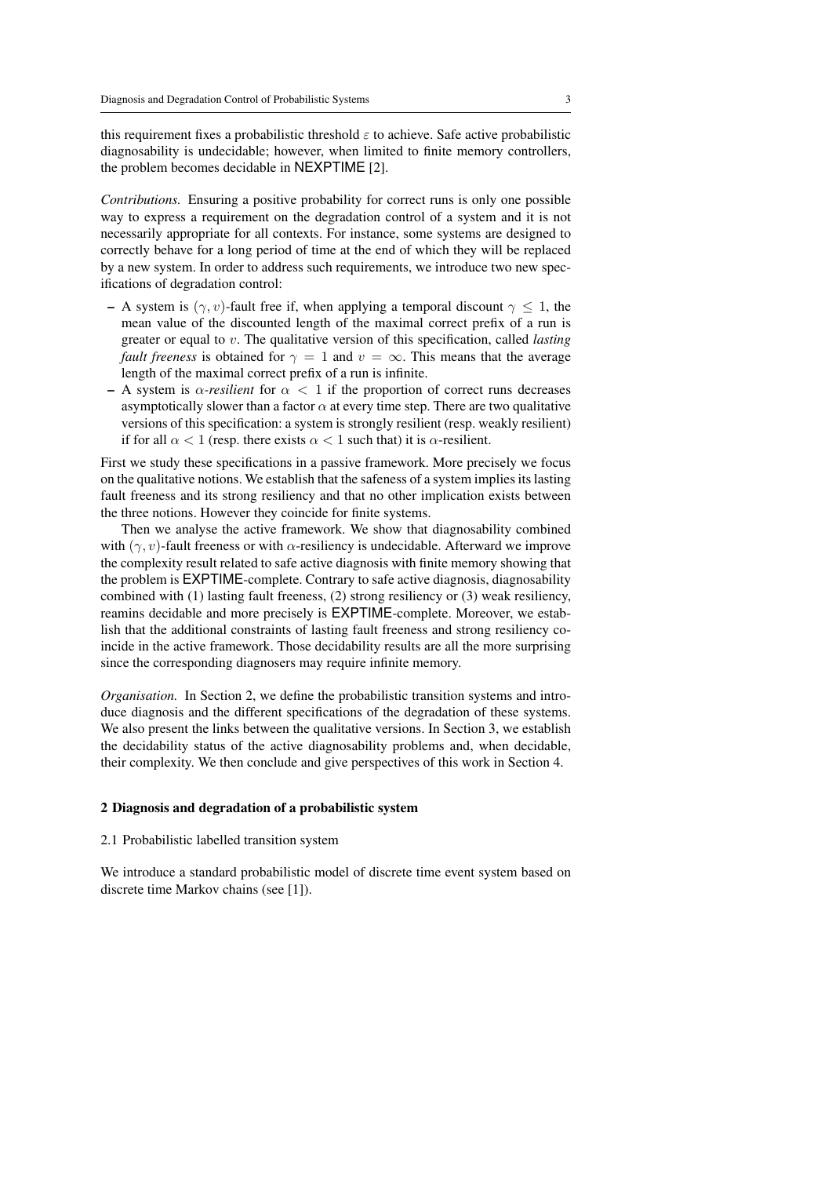this requirement fixes a probabilistic threshold $\varepsilon$ to achieve. Safe active probabilistic diagnosability is undecidable; however, when limited to finite memory controllers, the problem becomes decidable in NEXPTIME [2].

*Contributions.* Ensuring a positive probability for correct runs is only one possible way to express a requirement on the degradation control of a system and it is not necessarily appropriate for all contexts. For instance, some systems are designed to correctly behave for a long period of time at the end of which they will be replaced by a new system. In order to address such requirements, we introduce two new specifications of degradation control:

- A system is $(\gamma, v)$-fault free if, when applying a temporal discount $\gamma \leq 1$, the mean value of the discounted length of the maximal correct prefix of a run is greater or equal to $v$. The qualitative version of this specification, called *lasting fault freeness* is obtained for $\gamma = 1$ and $v = \infty$. This means that the average length of the maximal correct prefix of a run is infinite.
- A system is $\alpha$*-resilient* for $\alpha < 1$ if the proportion of correct runs decreases asymptotically slower than a factor $\alpha$ at every time step. There are two qualitative versions of this specification: a system is strongly resilient (resp. weakly resilient) if for all $\alpha < 1$ (resp. there exists $\alpha < 1$ such that) it is $\alpha$-resilient.

First we study these specifications in a passive framework. More precisely we focus on the qualitative notions. We establish that the safeness of a system implies its lasting fault freeness and its strong resiliency and that no other implication exists between the three notions. However they coincide for finite systems.

Then we analyse the active framework. We show that diagnosability combined with $(\gamma, v)$-fault freeness or with $\alpha$-resiliency is undecidable. Afterward we improve the complexity result related to safe active diagnosis with finite memory showing that the problem is EXPTIME-complete. Contrary to safe active diagnosis, diagnosability combined with (1) lasting fault freeness, (2) strong resiliency or (3) weak resiliency, reamins decidable and more precisely is EXPTIME-complete. Moreover, we establish that the additional constraints of lasting fault freeness and strong resiliency coincide in the active framework. Those decidability results are all the more surprising since the corresponding diagnosers may require infinite memory.

*Organisation.* In Section 2, we define the probabilistic transition systems and introduce diagnosis and the different specifications of the degradation of these systems. We also present the links between the qualitative versions. In Section 3, we establish the decidability status of the active diagnosability problems and, when decidable, their complexity. We then conclude and give perspectives of this work in Section 4.

## 2 Diagnosis and degradation of a probabilistic system

### 2.1 Probabilistic labelled transition system

We introduce a standard probabilistic model of discrete time event system based on discrete time Markov chains (see [1]).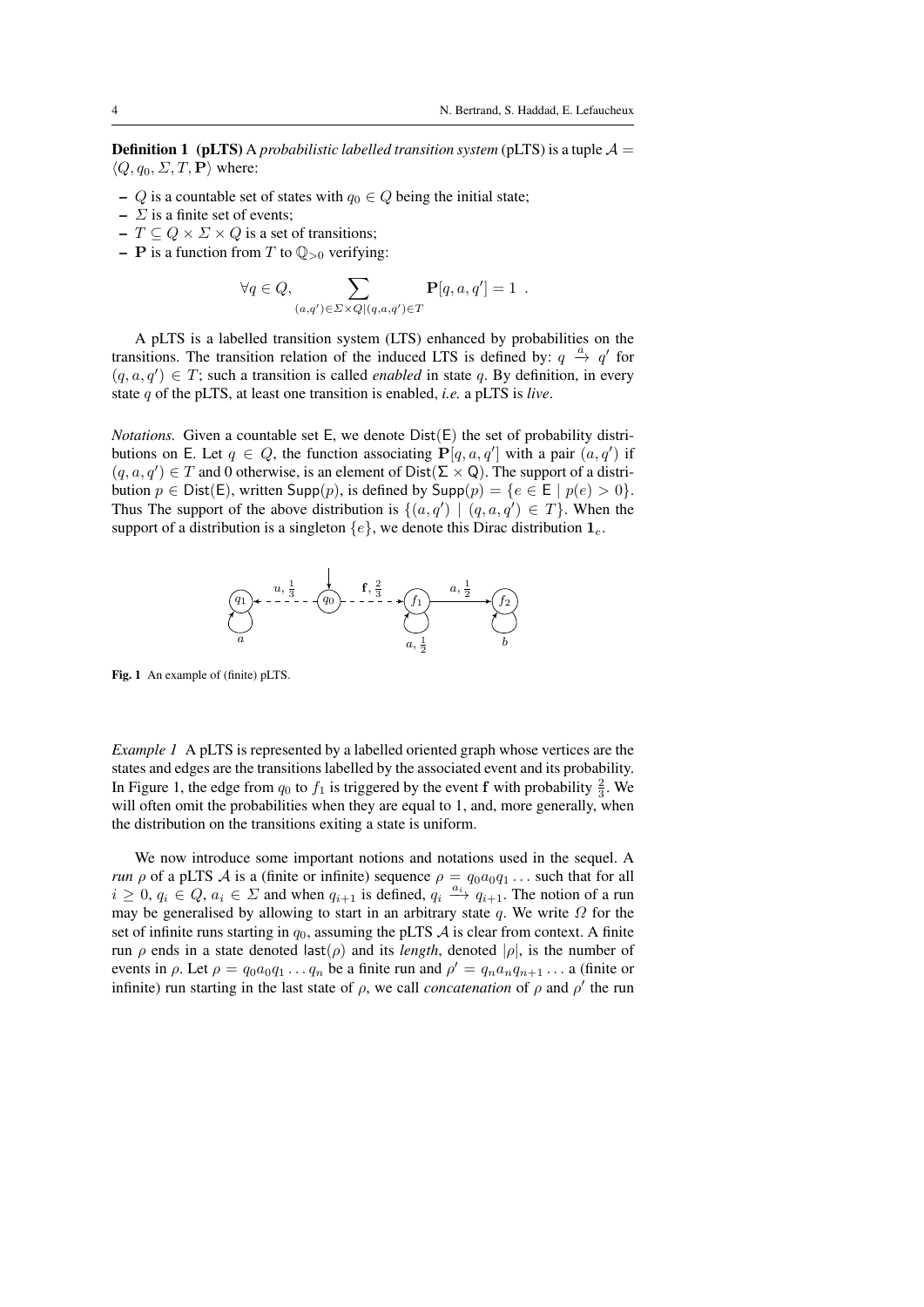**Definition 1 (pLTS)** A *probabilistic labelled transition system* (pLTS) is a tuple $\mathcal{A} = \langle Q, q_0, \Sigma, T, \mathbf{P} \rangle$ where:

- $Q$ is a countable set of states with $q_0 \in Q$ being the initial state;
- $\Sigma$ is a finite set of events;
- $T \subseteq Q \times \Sigma \times Q$ is a set of transitions;
- $\mathbf{P}$ is a function from $T$ to $\mathbb{Q}_{>0}$ verifying:

$$\forall q \in Q, \sum_{(a,q') \in \Sigma \times Q | (q,a,q') \in T} \mathbf{P}[q, a, q'] = 1 \enspace .$$

A pLTS is a labelled transition system (LTS) enhanced by probabilities on the transitions. The transition relation of the induced LTS is defined by: $q \xrightarrow{a} q'$ for $(q, a, q') \in T$; such a transition is called *enabled* in state $q$. By definition, in every state $q$ of the pLTS, at least one transition is enabled, *i.e.* a pLTS is *live*.

*Notations.* Given a countable set $\mathsf{E}$, we denote $\mathsf{Dist}(\mathsf{E})$ the set of probability distributions on $\mathsf{E}$. Let $q \in Q$, the function associating $\mathbf{P}[q, a, q']$ with a pair $(a, q')$ if $(q, a, q') \in T$ and 0 otherwise, is an element of $\mathsf{Dist}(\Sigma \times \mathsf{Q})$. The support of a distribution $p \in \mathsf{Dist}(\mathsf{E})$, written $\mathsf{Supp}(p)$, is defined by $\mathsf{Supp}(p) = \{e \in \mathsf{E} \mid p(e) > 0\}$. Thus The support of the above distribution is $\{(a, q') \mid (q, a, q') \in T\}$. When the support of a distribution is a singleton $\{e\}$, we denote this Dirac distribution $\mathbf{1}_e$.

**Fig. 1** An example of (finite) pLTS.

*Example 1* A pLTS is represented by a labelled oriented graph whose vertices are the states and edges are the transitions labelled by the associated event and its probability. In Figure 1, the edge from $q_0$ to $f_1$ is triggered by the event $\mathbf{f}$ with probability $\frac{2}{3}$. We will often omit the probabilities when they are equal to 1, and, more generally, when the distribution on the transitions exiting a state is uniform.

We now introduce some important notions and notations used in the sequel. A *run* $\rho$ of a pLTS $\mathcal{A}$ is a (finite or infinite) sequence $\rho = q_0 a_0 q_1 \dots$ such that for all $i \geq 0$, $q_i \in Q$, $a_i \in \Sigma$ and when $q_{i+1}$ is defined, $q_i \xrightarrow{a_i} q_{i+1}$. The notion of a run may be generalised by allowing to start in an arbitrary state $q$. We write $\Omega$ for the set of infinite runs starting in $q_0$, assuming the pLTS $\mathcal{A}$ is clear from context. A finite run $\rho$ ends in a state denoted $\mathsf{last}(\rho)$ and its *length*, denoted $|\rho|$, is the number of events in $\rho$. Let $\rho = q_0 a_0 q_1 \dots q_n$ be a finite run and $\rho' = q_n a_n q_{n+1} \dots$ a (finite or infinite) run starting in the last state of $\rho$, we call *concatenation* of $\rho$ and $\rho'$ the run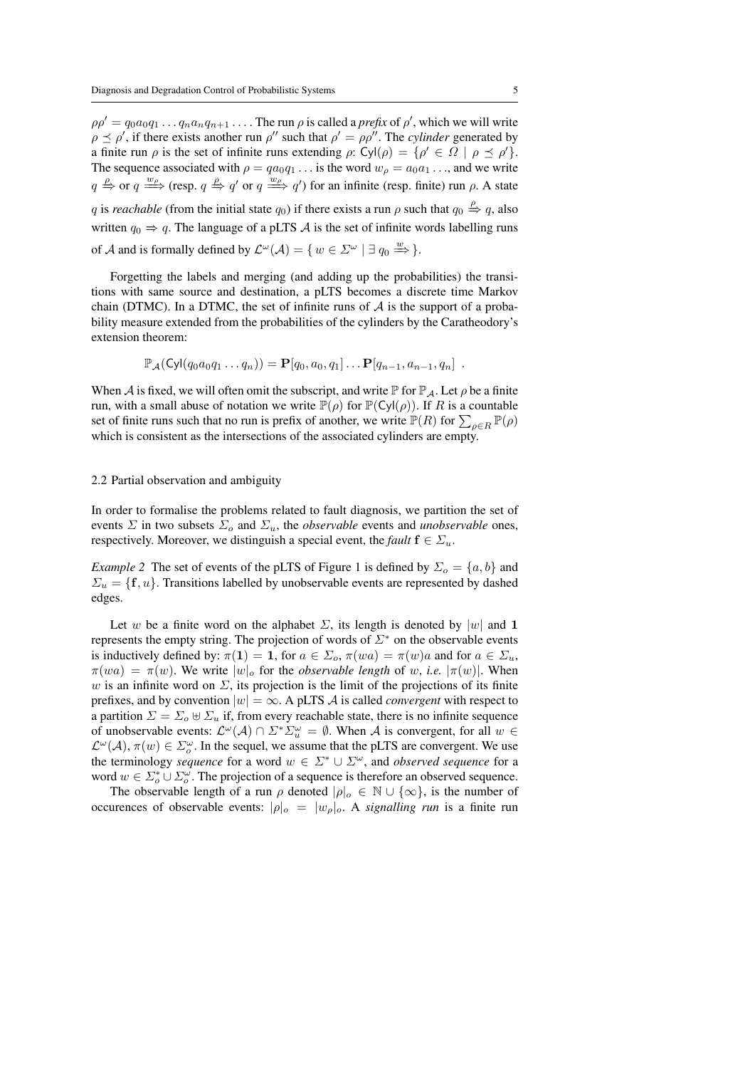$\rho\rho' = q_0 a_0 q_1 \ldots q_n a_n q_{n+1} \ldots$. The run $\rho$ is called a *prefix* of $\rho'$, which we will write $\rho \preceq \rho'$, if there exists another run $\rho''$ such that $\rho' = \rho\rho''$. The *cylinder* generated by a finite run $\rho$ is the set of infinite runs extending $\rho$: $\mathsf{Cyl}(\rho) = \{\rho' \in \Omega \mid \rho \preceq \rho'\}$. The sequence associated with $\rho = qa_0q_1\ldots$ is the word $w_\rho = a_0a_1\ldots$, and we write $q \stackrel{\rho}{\Rightarrow}$ or $q \stackrel{w_\rho}{\Longrightarrow}$ (resp. $q \stackrel{\rho}{\Rightarrow} q'$ or $q \stackrel{w_\rho}{\Longrightarrow} q'$) for an infinite (resp. finite) run $\rho$. A state $q$ is *reachable* (from the initial state $q_0$) if there exists a run $\rho$ such that $q_0 \stackrel{\rho}{\Rightarrow} q$, also written $q_0 \Rightarrow q$. The language of a pLTS $\mathcal{A}$ is the set of infinite words labelling runs of $\mathcal{A}$ and is formally defined by $\mathcal{L}^\omega(\mathcal{A}) = \{\, w \in \Sigma^\omega \mid \exists\, q_0 \stackrel{w}{\Longrightarrow} \}$.

Forgetting the labels and merging (and adding up the probabilities) the transitions with same source and destination, a pLTS becomes a discrete time Markov chain (DTMC). In a DTMC, the set of infinite runs of $\mathcal{A}$ is the support of a probability measure extended from the probabilities of the cylinders by the Caratheodory's extension theorem:

$$\mathbb{P}_\mathcal{A}(\mathsf{Cyl}(q_0a_0q_1\ldots q_n)) = \mathbf{P}[q_0, a_0, q_1]\ldots\mathbf{P}[q_{n-1}, a_{n-1}, q_n] \ .$$

When $\mathcal{A}$ is fixed, we will often omit the subscript, and write $\mathbb{P}$ for $\mathbb{P}_\mathcal{A}$. Let $\rho$ be a finite run, with a small abuse of notation we write $\mathbb{P}(\rho)$ for $\mathbb{P}(\mathsf{Cyl}(\rho))$. If $R$ is a countable set of finite runs such that no run is prefix of another, we write $\mathbb{P}(R)$ for $\sum_{\rho\in R}\mathbb{P}(\rho)$ which is consistent as the intersections of the associated cylinders are empty.

### 2.2 Partial observation and ambiguity

In order to formalise the problems related to fault diagnosis, we partition the set of events $\Sigma$ in two subsets $\Sigma_o$ and $\Sigma_u$, the *observable* events and *unobservable* ones, respectively. Moreover, we distinguish a special event, the *fault* $\mathbf{f} \in \Sigma_u$.

*Example 2* The set of events of the pLTS of Figure 1 is defined by $\Sigma_o = \{a, b\}$ and $\Sigma_u = \{\mathbf{f}, u\}$. Transitions labelled by unobservable events are represented by dashed edges.

Let $w$ be a finite word on the alphabet $\Sigma$, its length is denoted by $|w|$ and $\mathbf{1}$ represents the empty string. The projection of words of $\Sigma^*$ on the observable events is inductively defined by: $\pi(\mathbf{1}) = \mathbf{1}$, for $a \in \Sigma_o$, $\pi(wa) = \pi(w)a$ and for $a \in \Sigma_u$, $\pi(wa) = \pi(w)$. We write $|w|_o$ for the *observable length* of $w$, *i.e.* $|\pi(w)|$. When $w$ is an infinite word on $\Sigma$, its projection is the limit of the projections of its finite prefixes, and by convention $|w| = \infty$. A pLTS $\mathcal{A}$ is called *convergent* with respect to a partition $\Sigma = \Sigma_o \uplus \Sigma_u$ if, from every reachable state, there is no infinite sequence of unobservable events: $\mathcal{L}^\omega(\mathcal{A}) \cap \Sigma^*\Sigma_u^\omega = \emptyset$. When $\mathcal{A}$ is convergent, for all $w \in \mathcal{L}^\omega(\mathcal{A})$, $\pi(w) \in \Sigma_o^\omega$. In the sequel, we assume that the pLTS are convergent. We use the terminology *sequence* for a word $w \in \Sigma^* \cup \Sigma^\omega$, and *observed sequence* for a word $w \in \Sigma_o^* \cup \Sigma_o^\omega$. The projection of a sequence is therefore an observed sequence.

The observable length of a run $\rho$ denoted $|\rho|_o \in \mathbb{N} \cup \{\infty\}$, is the number of occurences of observable events: $|\rho|_o = |w_\rho|_o$. A *signalling run* is a finite run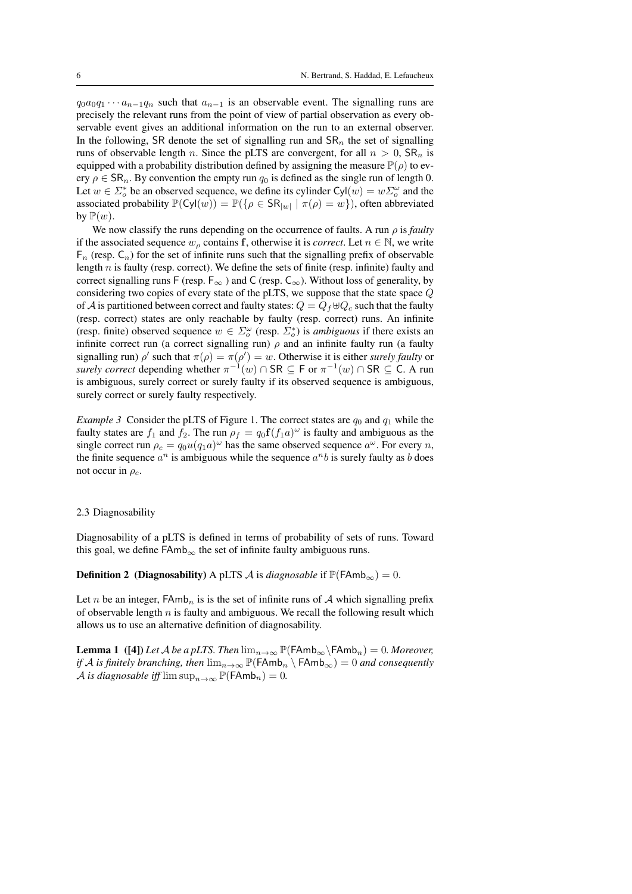$q_0a_0q_1 \cdots a_{n-1}q_n$ such that $a_{n-1}$ is an observable event. The signalling runs are precisely the relevant runs from the point of view of partial observation as every observable event gives an additional information on the run to an external observer. In the following, $\mathsf{SR}$ denote the set of signalling run and $\mathsf{SR}_n$ the set of signalling runs of observable length $n$. Since the pLTS are convergent, for all $n > 0$, $\mathsf{SR}_n$ is equipped with a probability distribution defined by assigning the measure $\mathbb{P}(\rho)$ to every $\rho \in \mathsf{SR}_n$. By convention the empty run $q_0$ is defined as the single run of length 0. Let $w \in \Sigma_o^*$ be an observed sequence, we define its cylinder $\mathsf{Cyl}(w) = w\Sigma_o^\omega$ and the associated probability $\mathbb{P}(\mathsf{Cyl}(w)) = \mathbb{P}(\{\rho \in \mathsf{SR}_{|w|} \mid \pi(\rho) = w\})$, often abbreviated by $\mathbb{P}(w)$.

We now classify the runs depending on the occurrence of faults. A run $\rho$ is *faulty* if the associated sequence $w_\rho$ contains $\mathbf{f}$, otherwise it is *correct*. Let $n \in \mathbb{N}$, we write $\mathsf{F}_n$ (resp. $\mathsf{C}_n$) for the set of infinite runs such that the signalling prefix of observable length $n$ is faulty (resp. correct). We define the sets of finite (resp. infinite) faulty and correct signalling runs $\mathsf{F}$ (resp. $\mathsf{F}_\infty$ ) and $\mathsf{C}$ (resp. $\mathsf{C}_\infty$). Without loss of generality, by considering two copies of every state of the pLTS, we suppose that the state space $Q$ of $\mathcal{A}$ is partitioned between correct and faulty states: $Q = Q_f \uplus Q_c$ such that the faulty (resp. correct) states are only reachable by faulty (resp. correct) runs. An infinite (resp. finite) observed sequence $w \in \Sigma_o^\omega$ (resp. $\Sigma_o^*$) is *ambiguous* if there exists an infinite correct run (a correct signalling run) $\rho$ and an infinite faulty run (a faulty signalling run) $\rho'$ such that $\pi(\rho) = \pi(\rho') = w$. Otherwise it is either *surely faulty* or *surely correct* depending whether $\pi^{-1}(w) \cap \mathsf{SR} \subseteq \mathsf{F}$ or $\pi^{-1}(w) \cap \mathsf{SR} \subseteq \mathsf{C}$. A run is ambiguous, surely correct or surely faulty if its observed sequence is ambiguous, surely correct or surely faulty respectively.

*Example 3* Consider the pLTS of Figure 1. The correct states are $q_0$ and $q_1$ while the faulty states are $f_1$ and $f_2$. The run $\rho_f = q_0\mathbf{f}(f_1a)^\omega$ is faulty and ambiguous as the single correct run $\rho_c = q_0u(q_1a)^\omega$ has the same observed sequence $a^\omega$. For every $n$, the finite sequence $a^n$ is ambiguous while the sequence $a^nb$ is surely faulty as $b$ does not occur in $\rho_c$.

## 2.3 Diagnosability

Diagnosability of a pLTS is defined in terms of probability of sets of runs. Toward this goal, we define $\mathsf{FAmb}_\infty$ the set of infinite faulty ambiguous runs.

**Definition 2 (Diagnosability)** A pLTS $\mathcal{A}$ is *diagnosable* if $\mathbb{P}(\mathsf{FAmb}_\infty) = 0$.

Let $n$ be an integer, $\mathsf{FAmb}_n$ is is the set of infinite runs of $\mathcal{A}$ which signalling prefix of observable length $n$ is faulty and ambiguous. We recall the following result which allows us to use an alternative definition of diagnosability.

**Lemma 1 ([4])** *Let $\mathcal{A}$ be a pLTS. Then $\lim_{n\to\infty} \mathbb{P}(\mathsf{FAmb}_\infty \setminus \mathsf{FAmb}_n) = 0$. Moreover, if $\mathcal{A}$ is finitely branching, then $\lim_{n\to\infty} \mathbb{P}(\mathsf{FAmb}_n \setminus \mathsf{FAmb}_\infty) = 0$ and consequently $\mathcal{A}$ is diagnosable iff $\limsup_{n\to\infty} \mathbb{P}(\mathsf{FAmb}_n) = 0$.*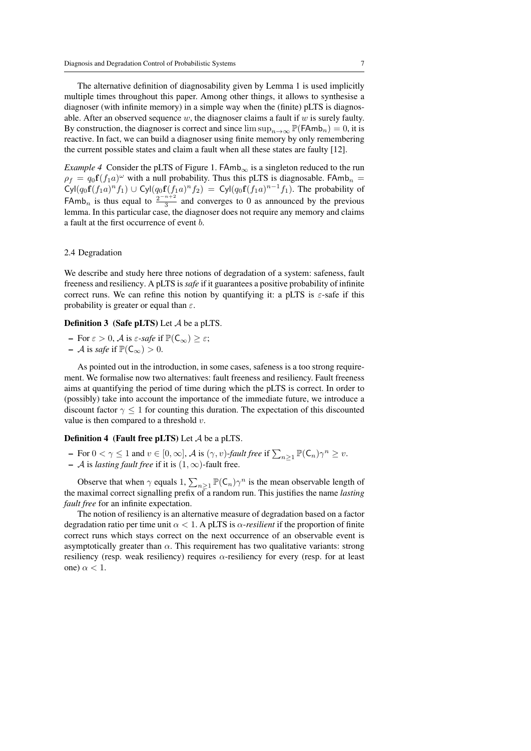The alternative definition of diagnosability given by Lemma 1 is used implicitly multiple times throughout this paper. Among other things, it allows to synthesise a diagnoser (with infinite memory) in a simple way when the (finite) pLTS is diagnosable. After an observed sequence $w$, the diagnoser claims a fault if $w$ is surely faulty. By construction, the diagnoser is correct and since $\limsup_{n\to\infty} \mathbb{P}(\mathsf{FAmb}_n) = 0$, it is reactive. In fact, we can build a diagnoser using finite memory by only remembering the current possible states and claim a fault when all these states are faulty [12].

*Example 4* Consider the pLTS of Figure 1. $\mathsf{FAmb}_\infty$ is a singleton reduced to the run $\rho_f = q_0\mathbf{f}(f_1 a)^\omega$ with a null probability. Thus this pLTS is diagnosable. $\mathsf{FAmb}_n = \mathsf{Cyl}(q_0\mathbf{f}(f_1 a)^n f_1) \cup \mathsf{Cyl}(q_0\mathbf{f}(f_1 a)^n f_2) = \mathsf{Cyl}(q_0\mathbf{f}(f_1 a)^{n-1} f_1)$. The probability of $\mathsf{FAmb}_n$ is thus equal to $\frac{2^{-n+2}}{3}$ and converges to 0 as announced by the previous lemma. In this particular case, the diagnoser does not require any memory and claims a fault at the first occurrence of event $b$.

### 2.4 Degradation

We describe and study here three notions of degradation of a system: safeness, fault freeness and resiliency. A pLTS is *safe* if it guarantees a positive probability of infinite correct runs. We can refine this notion by quantifying it: a pLTS is $\varepsilon$-safe if this probability is greater or equal than $\varepsilon$.

**Definition 3 (Safe pLTS)** Let $\mathcal{A}$ be a pLTS.

- For $\varepsilon > 0$, $\mathcal{A}$ is $\varepsilon$*-safe* if $\mathbb{P}(\mathsf{C}_\infty) \geq \varepsilon$;
- $\mathcal{A}$ is *safe* if $\mathbb{P}(\mathsf{C}_\infty) > 0$.

As pointed out in the introduction, in some cases, safeness is a too strong requirement. We formalise now two alternatives: fault freeness and resiliency. Fault freeness aims at quantifying the period of time during which the pLTS is correct. In order to (possibly) take into account the importance of the immediate future, we introduce a discount factor $\gamma \leq 1$ for counting this duration. The expectation of this discounted value is then compared to a threshold $v$.

**Definition 4 (Fault free pLTS)** Let $\mathcal{A}$ be a pLTS.

- For $0 < \gamma \leq 1$ and $v \in [0, \infty]$, $\mathcal{A}$ is $(\gamma, v)$*-fault free* if $\sum_{n\geq 1} \mathbb{P}(\mathsf{C}_n)\gamma^n \geq v$.
- $\mathcal{A}$ is *lasting fault free* if it is $(1, \infty)$-fault free.

Observe that when $\gamma$ equals 1, $\sum_{n\geq 1} \mathbb{P}(\mathsf{C}_n)\gamma^n$ is the mean observable length of the maximal correct signalling prefix of a random run. This justifies the name *lasting fault free* for an infinite expectation.

The notion of resiliency is an alternative measure of degradation based on a factor degradation ratio per time unit $\alpha < 1$. A pLTS is $\alpha$*-resilient* if the proportion of finite correct runs which stays correct on the next occurrence of an observable event is asymptotically greater than $\alpha$. This requirement has two qualitative variants: strong resiliency (resp. weak resiliency) requires $\alpha$-resiliency for every (resp. for at least one) $\alpha < 1$.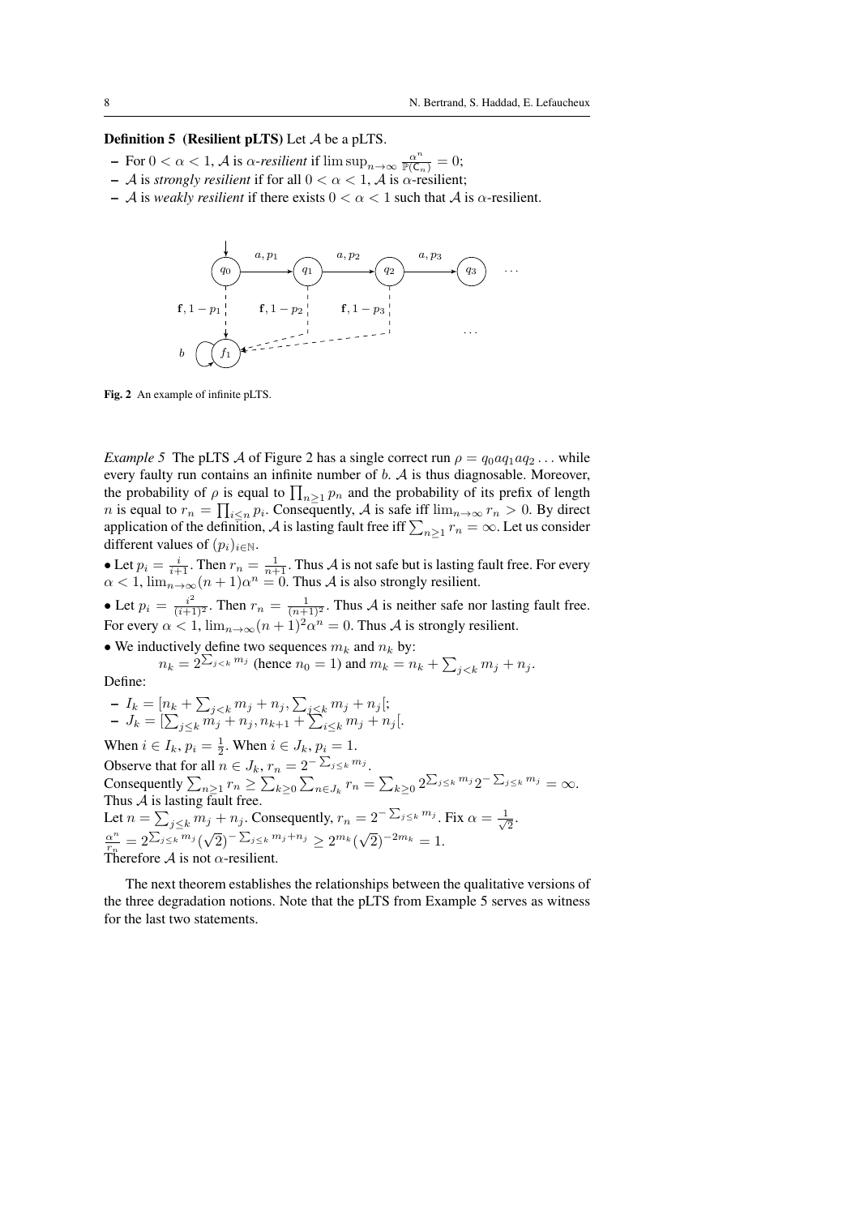**Definition 5 (Resilient pLTS)** Let $\mathcal{A}$ be a pLTS.

- For $0 < \alpha < 1$, $\mathcal{A}$ is *$\alpha$-resilient* if $\limsup_{n\to\infty} \frac{\alpha^n}{\mathbb{P}(\mathsf{C}_n)} = 0$;
- $\mathcal{A}$ is *strongly resilient* if for all $0 < \alpha < 1$, $\mathcal{A}$ is $\alpha$-resilient;
- $\mathcal{A}$ is *weakly resilient* if there exists $0 < \alpha < 1$ such that $\mathcal{A}$ is $\alpha$-resilient.

**Fig. 2** An example of infinite pLTS.

*Example 5* The pLTS $\mathcal{A}$ of Figure 2 has a single correct run $\rho = q_0 a q_1 a q_2 \ldots$ while every faulty run contains an infinite number of $b$. $\mathcal{A}$ is thus diagnosable. Moreover, the probability of $\rho$ is equal to $\prod_{n\geq 1} p_n$ and the probability of its prefix of length $n$ is equal to $r_n = \prod_{i\leq n} p_i$. Consequently, $\mathcal{A}$ is safe iff $\lim_{n\to\infty} r_n > 0$. By direct application of the definition, $\mathcal{A}$ is lasting fault free iff $\sum_{n\geq 1} r_n = \infty$. Let us consider different values of $(p_i)_{i\in\mathbb{N}}$.

• Let $p_i = \frac{i}{i+1}$. Then $r_n = \frac{1}{n+1}$. Thus $\mathcal{A}$ is not safe but is lasting fault free. For every $\alpha < 1$, $\lim_{n\to\infty}(n+1)\alpha^n = 0$. Thus $\mathcal{A}$ is also strongly resilient.

• Let $p_i = \frac{i^2}{(i+1)^2}$. Then $r_n = \frac{1}{(n+1)^2}$. Thus $\mathcal{A}$ is neither safe nor lasting fault free. For every $\alpha < 1$, $\lim_{n\to\infty}(n+1)^2\alpha^n = 0$. Thus $\mathcal{A}$ is strongly resilient.

• We inductively define two sequences $m_k$ and $n_k$ by:

$n_k = 2^{\sum_{j<k} m_j}$ (hence $n_0 = 1$) and $m_k = n_k + \sum_{j<k} m_j + n_j$.

Define:

- $I_k = [n_k + \sum_{j<k} m_j + n_j, \sum_{j\leq k} m_j + n_j[$;
- $J_k = [\sum_{j\leq k} m_j + n_j, n_{k+1} + \sum_{i\leq k} m_j + n_j[$.

When $i \in I_k$, $p_i = \frac{1}{2}$. When $i \in J_k$, $p_i = 1$.

Observe that for all $n \in J_k$, $r_n = 2^{-\sum_{j\leq k} m_j}$.

Consequently $\sum_{n\geq 1} r_n \geq \sum_{k\geq 0}\sum_{n\in J_k} r_n = \sum_{k\geq 0} 2^{\sum_{j\leq k} m_j} 2^{-\sum_{j\leq k} m_j} = \infty$.

Thus $\mathcal{A}$ is lasting fault free.

Let $n = \sum_{j\leq k} m_j + n_j$. Consequently, $r_n = 2^{-\sum_{j\leq k} m_j}$. Fix $\alpha = \frac{1}{\sqrt{2}}$.

$\frac{\alpha^n}{r_n} = 2^{\sum_{j\leq k} m_j}(\sqrt{2})^{-\sum_{j\leq k} m_j + n_j} \geq 2^{m_k}(\sqrt{2})^{-2m_k} = 1$.

Therefore $\mathcal{A}$ is not $\alpha$-resilient.

The next theorem establishes the relationships between the qualitative versions of the three degradation notions. Note that the pLTS from Example 5 serves as witness for the last two statements.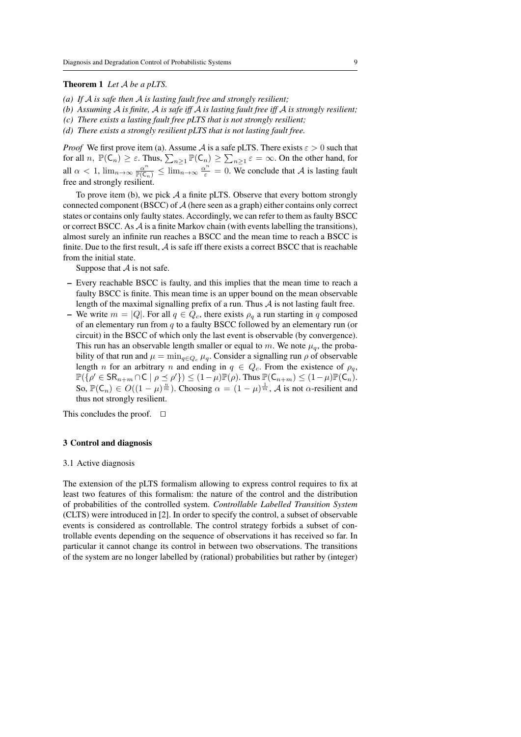**Theorem 1** *Let $\mathcal{A}$ be a pLTS.*

*(a) If $\mathcal{A}$ is safe then $\mathcal{A}$ is lasting fault free and strongly resilient;*
*(b) Assuming $\mathcal{A}$ is finite, $\mathcal{A}$ is safe iff $\mathcal{A}$ is lasting fault free iff $\mathcal{A}$ is strongly resilient;*
*(c) There exists a lasting fault free pLTS that is not strongly resilient;*
*(d) There exists a strongly resilient pLTS that is not lasting fault free.*

*Proof* We first prove item (a). Assume $\mathcal{A}$ is a safe pLTS. There exists $\varepsilon > 0$ such that for all $n$, $\mathbb{P}(\mathsf{C}_n) \geq \varepsilon$. Thus, $\sum_{n\geq 1} \mathbb{P}(\mathsf{C}_n) \geq \sum_{n\geq 1} \varepsilon = \infty$. On the other hand, for all $\alpha < 1$, $\lim_{n\to\infty} \frac{\alpha^n}{\mathbb{P}(\mathsf{C}_n)} \leq \lim_{n\to\infty} \frac{\alpha^n}{\varepsilon} = 0$. We conclude that $\mathcal{A}$ is lasting fault free and strongly resilient.

To prove item (b), we pick $\mathcal{A}$ a finite pLTS. Observe that every bottom strongly connected component (BSCC) of $\mathcal{A}$ (here seen as a graph) either contains only correct states or contains only faulty states. Accordingly, we can refer to them as faulty BSCC or correct BSCC. As $\mathcal{A}$ is a finite Markov chain (with events labelling the transitions), almost surely an infinite run reaches a BSCC and the mean time to reach a BSCC is finite. Due to the first result, $\mathcal{A}$ is safe iff there exists a correct BSCC that is reachable from the initial state.

Suppose that $\mathcal{A}$ is not safe.

- Every reachable BSCC is faulty, and this implies that the mean time to reach a faulty BSCC is finite. This mean time is an upper bound on the mean observable length of the maximal signalling prefix of a run. Thus $\mathcal{A}$ is not lasting fault free.
- We write $m = |Q|$. For all $q \in Q_c$, there exists $\rho_q$ a run starting in $q$ composed of an elementary run from $q$ to a faulty BSCC followed by an elementary run (or circuit) in the BSCC of which only the last event is observable (by convergence). This run has an observable length smaller or equal to $m$. We note $\mu_q$, the probability of that run and $\mu = \min_{q\in Q_c} \mu_q$. Consider a signalling run $\rho$ of observable length $n$ for an arbitrary $n$ and ending in $q \in Q_c$. From the existence of $\rho_q$, $\mathbb{P}(\{\rho' \in \mathsf{SR}_{n+m} \cap \mathsf{C} \mid \rho \preceq \rho'\}) \leq (1-\mu)\mathbb{P}(\rho)$. Thus $\mathbb{P}(\mathsf{C}_{n+m}) \leq (1-\mu)\mathbb{P}(\mathsf{C}_n)$. So, $\mathbb{P}(\mathsf{C}_n) \in O((1-\mu)^{\frac{n}{m}})$. Choosing $\alpha = (1-\mu)^{\frac{1}{m}}$, $\mathcal{A}$ is not $\alpha$-resilient and thus not strongly resilient.

This concludes the proof. $\square$

## 3 Control and diagnosis

### 3.1 Active diagnosis

The extension of the pLTS formalism allowing to express control requires to fix at least two features of this formalism: the nature of the control and the distribution of probabilities of the controlled system. *Controllable Labelled Transition System* (CLTS) were introduced in [2]. In order to specify the control, a subset of observable events is considered as controllable. The control strategy forbids a subset of controllable events depending on the sequence of observations it has received so far. In particular it cannot change its control in between two observations. The transitions of the system are no longer labelled by (rational) probabilities but rather by (integer)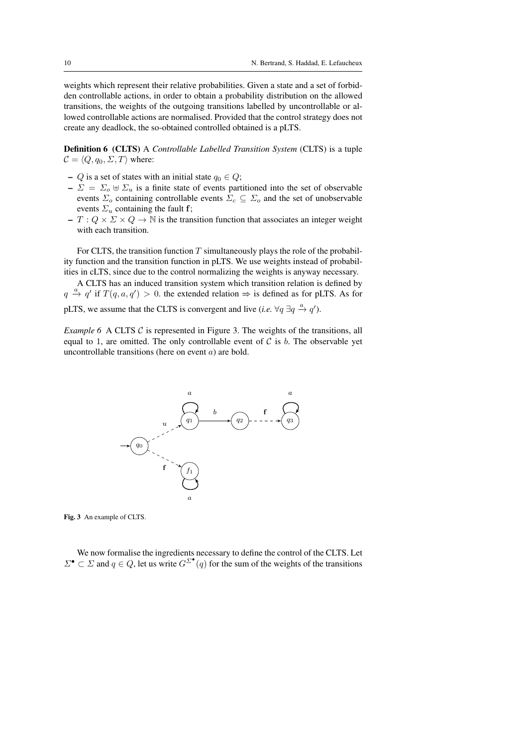weights which represent their relative probabilities. Given a state and a set of forbidden controllable actions, in order to obtain a probability distribution on the allowed transitions, the weights of the outgoing transitions labelled by uncontrollable or allowed controllable actions are normalised. Provided that the control strategy does not create any deadlock, the so-obtained controlled obtained is a pLTS.

**Definition 6 (CLTS)** A *Controllable Labelled Transition System* (CLTS) is a tuple $\mathcal{C} = \langle Q, q_0, \Sigma, T \rangle$ where:

- $Q$ is a set of states with an initial state $q_0 \in Q$;
- $\Sigma = \Sigma_o \uplus \Sigma_u$ is a finite state of events partitioned into the set of observable events $\Sigma_o$ containing controllable events $\Sigma_c \subseteq \Sigma_o$ and the set of unobservable events $\Sigma_u$ containing the fault $\mathbf{f}$;
- $T : Q \times \Sigma \times Q \to \mathbb{N}$ is the transition function that associates an integer weight with each transition.

For CLTS, the transition function $T$ simultaneously plays the role of the probability function and the transition function in pLTS. We use weights instead of probabilities in cLTS, since due to the control normalizing the weights is anyway necessary.

A CLTS has an induced transition system which transition relation is defined by $q \xrightarrow{a} q'$ if $T(q, a, q') > 0$. the extended relation $\Rightarrow$ is defined as for pLTS. As for pLTS, we assume that the CLTS is convergent and live (*i.e.* $\forall q\ \exists q \xrightarrow{a} q'$).

*Example 6* A CLTS $\mathcal{C}$ is represented in Figure 3. The weights of the transitions, all equal to 1, are omitted. The only controllable event of $\mathcal{C}$ is $b$. The observable yet uncontrollable transitions (here on event $a$) are bold.

**Fig. 3** An example of CLTS.

We now formalise the ingredients necessary to define the control of the CLTS. Let $\Sigma^{\bullet} \subset \Sigma$ and $q \in Q$, let us write $G^{\Sigma^{\bullet}}(q)$ for the sum of the weights of the transitions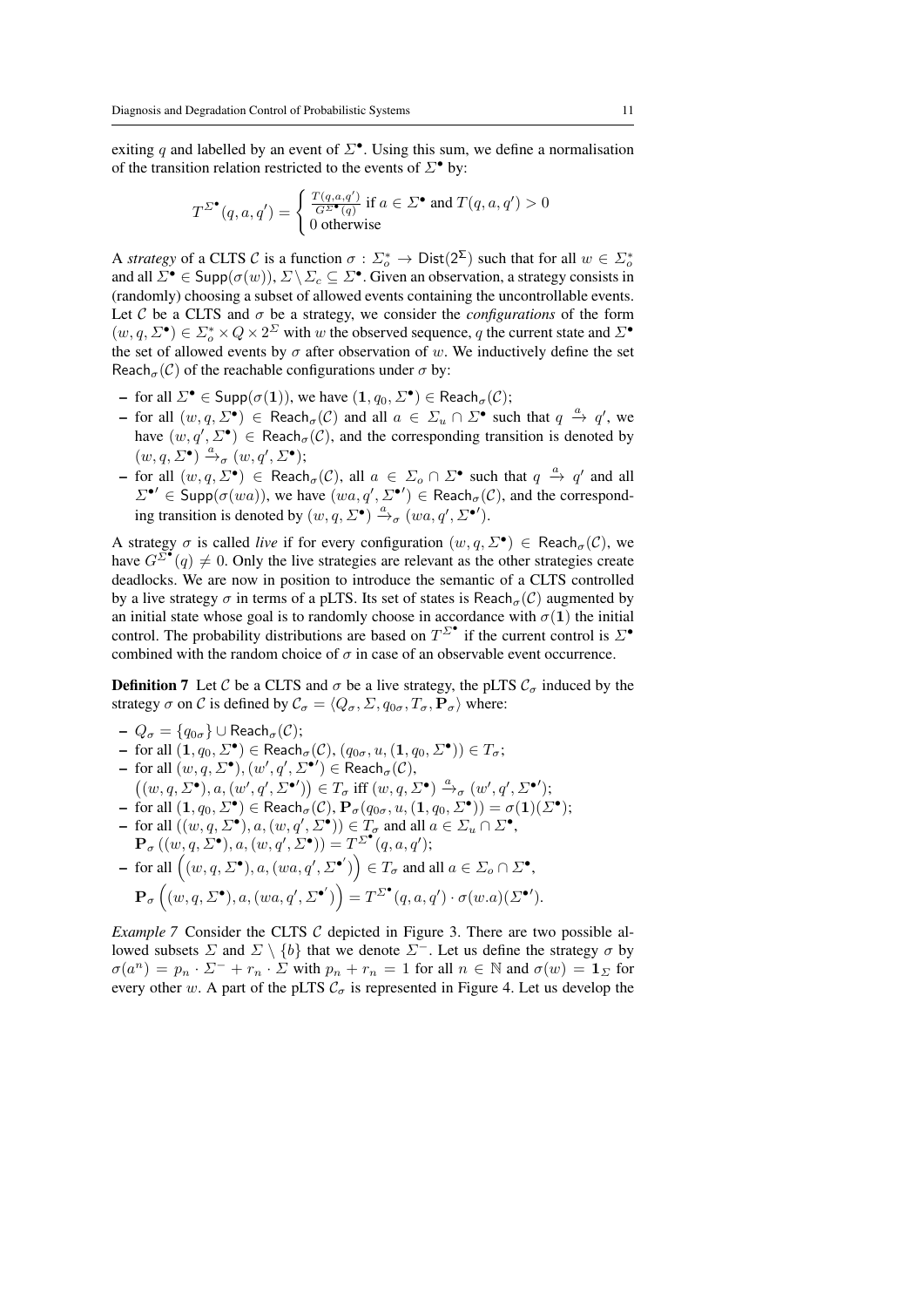exiting $q$ and labelled by an event of $\Sigma^\bullet$. Using this sum, we define a normalisation of the transition relation restricted to the events of $\Sigma^\bullet$ by:

$$T^{\Sigma^\bullet}(q,a,q') = \begin{cases} \frac{T(q,a,q')}{G^{\Sigma^\bullet}(q)} \text{ if } a \in \Sigma^\bullet \text{ and } T(q,a,q') > 0 \\ 0 \text{ otherwise} \end{cases}$$

A *strategy* of a CLTS $\mathcal{C}$ is a function $\sigma : \Sigma_o^* \to \mathsf{Dist}(2^{\Sigma})$ such that for all $w \in \Sigma_o^*$ and all $\Sigma^\bullet \in \mathsf{Supp}(\sigma(w))$, $\Sigma \setminus \Sigma_c \subseteq \Sigma^\bullet$. Given an observation, a strategy consists in (randomly) choosing a subset of allowed events containing the uncontrollable events. Let $\mathcal{C}$ be a CLTS and $\sigma$ be a strategy, we consider the *configurations* of the form $(w, q, \Sigma^\bullet) \in \Sigma_o^* \times Q \times 2^{\Sigma}$ with $w$ the observed sequence, $q$ the current state and $\Sigma^\bullet$ the set of allowed events by $\sigma$ after observation of $w$. We inductively define the set $\mathsf{Reach}_\sigma(\mathcal{C})$ of the reachable configurations under $\sigma$ by:

- for all $\Sigma^\bullet \in \mathsf{Supp}(\sigma(\mathbf{1}))$, we have $(\mathbf{1}, q_0, \Sigma^\bullet) \in \mathsf{Reach}_\sigma(\mathcal{C})$;
- for all $(w, q, \Sigma^\bullet) \in \mathsf{Reach}_\sigma(\mathcal{C})$ and all $a \in \Sigma_u \cap \Sigma^\bullet$ such that $q \xrightarrow{a} q'$, we have $(w, q', \Sigma^\bullet) \in \mathsf{Reach}_\sigma(\mathcal{C})$, and the corresponding transition is denoted by $(w, q, \Sigma^\bullet) \xrightarrow{a}_\sigma (w, q', \Sigma^\bullet)$;
- for all $(w, q, \Sigma^\bullet) \in \mathsf{Reach}_\sigma(\mathcal{C})$, all $a \in \Sigma_o \cap \Sigma^\bullet$ such that $q \xrightarrow{a} q'$ and all $\Sigma^{\bullet\prime} \in \mathsf{Supp}(\sigma(wa))$, we have $(wa, q', \Sigma^{\bullet\prime}) \in \mathsf{Reach}_\sigma(\mathcal{C})$, and the corresponding transition is denoted by $(w, q, \Sigma^\bullet) \xrightarrow{a}_\sigma (wa, q', \Sigma^{\bullet\prime})$.

A strategy $\sigma$ is called *live* if for every configuration $(w, q, \Sigma^\bullet) \in \mathsf{Reach}_\sigma(\mathcal{C})$, we have $G^{\Sigma^\bullet}(q) \neq 0$. Only the live strategies are relevant as the other strategies create deadlocks. We are now in position to introduce the semantic of a CLTS controlled by a live strategy $\sigma$ in terms of a pLTS. Its set of states is $\mathsf{Reach}_\sigma(\mathcal{C})$ augmented by an initial state whose goal is to randomly choose in accordance with $\sigma(\mathbf{1})$ the initial control. The probability distributions are based on $T^{\Sigma^\bullet}$ if the current control is $\Sigma^\bullet$ combined with the random choice of $\sigma$ in case of an observable event occurrence.

**Definition 7** Let $\mathcal{C}$ be a CLTS and $\sigma$ be a live strategy, the pLTS $\mathcal{C}_\sigma$ induced by the strategy $\sigma$ on $\mathcal{C}$ is defined by $\mathcal{C}_\sigma = \langle Q_\sigma, \Sigma, q_{0\sigma}, T_\sigma, \mathbf{P}_\sigma \rangle$ where:

- $Q_\sigma = \{q_{0\sigma}\} \cup \mathsf{Reach}_\sigma(\mathcal{C})$;
- for all $(\mathbf{1}, q_0, \Sigma^\bullet) \in \mathsf{Reach}_\sigma(\mathcal{C})$, $(q_{0\sigma}, u, (\mathbf{1}, q_0, \Sigma^\bullet)) \in T_\sigma$;
- for all $(w, q, \Sigma^\bullet), (w', q', \Sigma^{\bullet\prime}) \in \mathsf{Reach}_\sigma(\mathcal{C})$,
  $\left((w, q, \Sigma^\bullet), a, (w', q', \Sigma^{\bullet\prime})\right) \in T_\sigma$ iff $(w, q, \Sigma^\bullet) \xrightarrow{a}_\sigma (w', q', \Sigma^{\bullet\prime})$;
- for all $(\mathbf{1}, q_0, \Sigma^\bullet) \in \mathsf{Reach}_\sigma(\mathcal{C})$, $\mathbf{P}_\sigma(q_{0\sigma}, u, (\mathbf{1}, q_0, \Sigma^\bullet)) = \sigma(\mathbf{1})(\Sigma^\bullet)$;
- for all $((w, q, \Sigma^\bullet), a, (w, q', \Sigma^\bullet)) \in T_\sigma$ and all $a \in \Sigma_u \cap \Sigma^\bullet$,
  $\mathbf{P}_\sigma\left((w, q, \Sigma^\bullet), a, (w, q', \Sigma^\bullet)\right) = T^{\Sigma^\bullet}(q, a, q')$;
- for all $\left((w, q, \Sigma^\bullet), a, (wa, q', \Sigma^{\bullet\prime})\right) \in T_\sigma$ and all $a \in \Sigma_o \cap \Sigma^\bullet$,
  $\mathbf{P}_\sigma\left((w, q, \Sigma^\bullet), a, (wa, q', \Sigma^{\bullet\prime})\right) = T^{\Sigma^\bullet}(q, a, q') \cdot \sigma(w.a)(\Sigma^{\bullet\prime})$.

*Example 7* Consider the CLTS $\mathcal{C}$ depicted in Figure 3. There are two possible allowed subsets $\Sigma$ and $\Sigma \setminus \{b\}$ that we denote $\Sigma^-$. Let us define the strategy $\sigma$ by $\sigma(a^n) = p_n \cdot \Sigma^- + r_n \cdot \Sigma$ with $p_n + r_n = 1$ for all $n \in \mathbb{N}$ and $\sigma(w) = \mathbf{1}_\Sigma$ for every other $w$. A part of the pLTS $\mathcal{C}_\sigma$ is represented in Figure 4. Let us develop the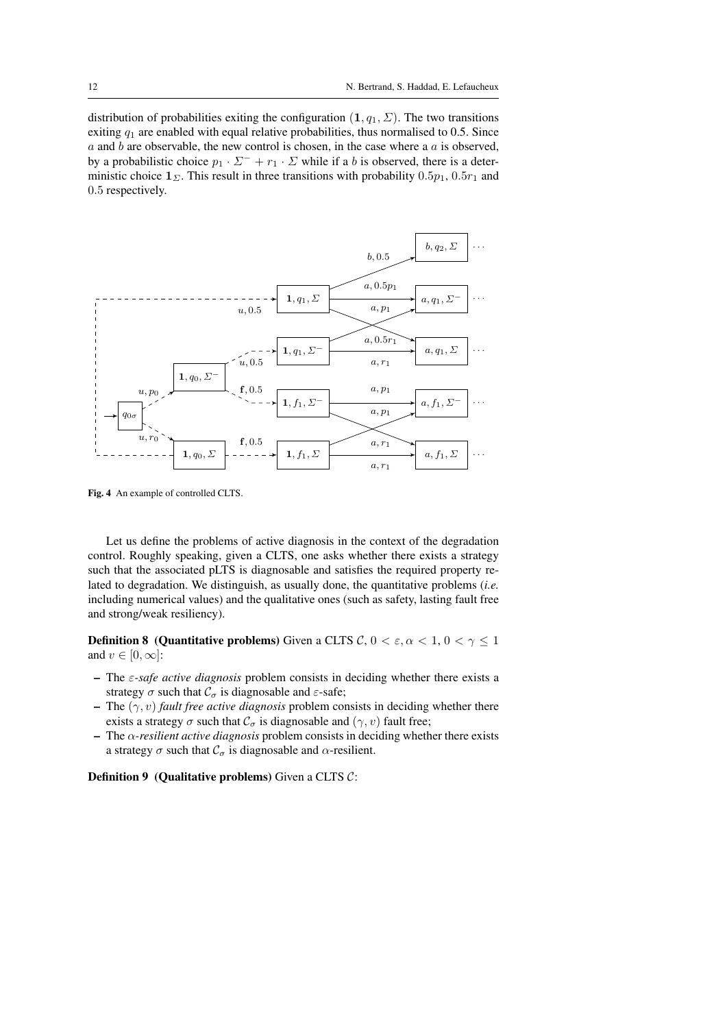distribution of probabilities exiting the configuration $(\mathbf{1}, q_1, \Sigma)$. The two transitions exiting $q_1$ are enabled with equal relative probabilities, thus normalised to 0.5. Since $a$ and $b$ are observable, the new control is chosen, in the case where a $a$ is observed, by a probabilistic choice $p_1 \cdot \Sigma^- + r_1 \cdot \Sigma$ while if a $b$ is observed, there is a deterministic choice $\mathbf{1}_\Sigma$. This result in three transitions with probability $0.5p_1$, $0.5r_1$ and $0.5$ respectively.

**Fig. 4** An example of controlled CLTS.

Let us define the problems of active diagnosis in the context of the degradation control. Roughly speaking, given a CLTS, one asks whether there exists a strategy such that the associated pLTS is diagnosable and satisfies the required property related to degradation. We distinguish, as usually done, the quantitative problems (*i.e.* including numerical values) and the qualitative ones (such as safety, lasting fault free and strong/weak resiliency).

**Definition 8 (Quantitative problems)** Given a CLTS $\mathcal{C}$, $0 < \varepsilon, \alpha < 1$, $0 < \gamma \leq 1$ and $v \in [0, \infty]$:

- The $\varepsilon$*-safe active diagnosis* problem consists in deciding whether there exists a strategy $\sigma$ such that $\mathcal{C}_\sigma$ is diagnosable and $\varepsilon$-safe;
- The $(\gamma, v)$ *fault free active diagnosis* problem consists in deciding whether there exists a strategy $\sigma$ such that $\mathcal{C}_\sigma$ is diagnosable and $(\gamma, v)$ fault free;
- The $\alpha$*-resilient active diagnosis* problem consists in deciding whether there exists a strategy $\sigma$ such that $\mathcal{C}_\sigma$ is diagnosable and $\alpha$-resilient.

**Definition 9 (Qualitative problems)** Given a CLTS $\mathcal{C}$: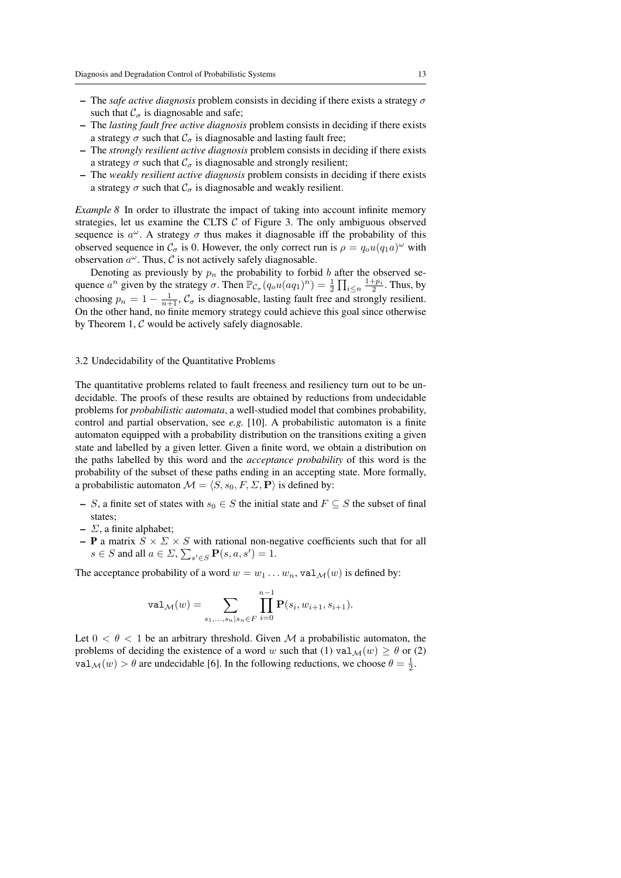- The *safe active diagnosis* problem consists in deciding if there exists a strategy $\sigma$ such that $\mathcal{C}_\sigma$ is diagnosable and safe;
- The *lasting fault free active diagnosis* problem consists in deciding if there exists a strategy $\sigma$ such that $\mathcal{C}_\sigma$ is diagnosable and lasting fault free;
- The *strongly resilient active diagnosis* problem consists in deciding if there exists a strategy $\sigma$ such that $\mathcal{C}_\sigma$ is diagnosable and strongly resilient;
- The *weakly resilient active diagnosis* problem consists in deciding if there exists a strategy $\sigma$ such that $\mathcal{C}_\sigma$ is diagnosable and weakly resilient.

*Example 8* In order to illustrate the impact of taking into account infinite memory strategies, let us examine the CLTS $\mathcal{C}$ of Figure 3. The only ambiguous observed sequence is $a^\omega$. A strategy $\sigma$ thus makes it diagnosable iff the probability of this observed sequence in $\mathcal{C}_\sigma$ is 0. However, the only correct run is $\rho = q_o u(q_1 a)^\omega$ with observation $a^\omega$. Thus, $\mathcal{C}$ is not actively safely diagnosable.

Denoting as previously by $p_n$ the probability to forbid $b$ after the observed sequence $a^n$ given by the strategy $\sigma$. Then $\mathbb{P}_{\mathcal{C}_\sigma}(q_o u(aq_1)^n) = \frac{1}{2}\prod_{i\leq n}\frac{1+p_i}{2}$. Thus, by choosing $p_n = 1 - \frac{1}{n+1}$, $\mathcal{C}_\sigma$ is diagnosable, lasting fault free and strongly resilient. On the other hand, no finite memory strategy could achieve this goal since otherwise by Theorem 1, $\mathcal{C}$ would be actively safely diagnosable.

### 3.2 Undecidability of the Quantitative Problems

The quantitative problems related to fault freeness and resiliency turn out to be undecidable. The proofs of these results are obtained by reductions from undecidable problems for *probabilistic automata*, a well-studied model that combines probability, control and partial observation, see *e.g.* [10]. A probabilistic automaton is a finite automaton equipped with a probability distribution on the transitions exiting a given state and labelled by a given letter. Given a finite word, we obtain a distribution on the paths labelled by this word and the *acceptance probability* of this word is the probability of the subset of these paths ending in an accepting state. More formally, a probabilistic automaton $\mathcal{M} = \langle S, s_0, F, \Sigma, \mathbf{P}\rangle$ is defined by:

- $S$, a finite set of states with $s_0 \in S$ the initial state and $F \subseteq S$ the subset of final states;
- $\Sigma$, a finite alphabet;
- $\mathbf{P}$ a matrix $S \times \Sigma \times S$ with rational non-negative coefficients such that for all $s \in S$ and all $a \in \Sigma$, $\sum_{s'\in S}\mathbf{P}(s, a, s') = 1$.

The acceptance probability of a word $w = w_1 \dots w_n$, $\mathtt{val}_\mathcal{M}(w)$ is defined by:

$$\mathtt{val}_\mathcal{M}(w) = \sum_{s_1,\dots,s_n \mid s_n \in F}\prod_{i=0}^{n-1}\mathbf{P}(s_i, w_{i+1}, s_{i+1}).$$

Let $0 < \theta < 1$ be an arbitrary threshold. Given $\mathcal{M}$ a probabilistic automaton, the problems of deciding the existence of a word $w$ such that (1) $\mathtt{val}_\mathcal{M}(w) \geq \theta$ or (2) $\mathtt{val}_\mathcal{M}(w) > \theta$ are undecidable [6]. In the following reductions, we choose $\theta = \frac{1}{2}$.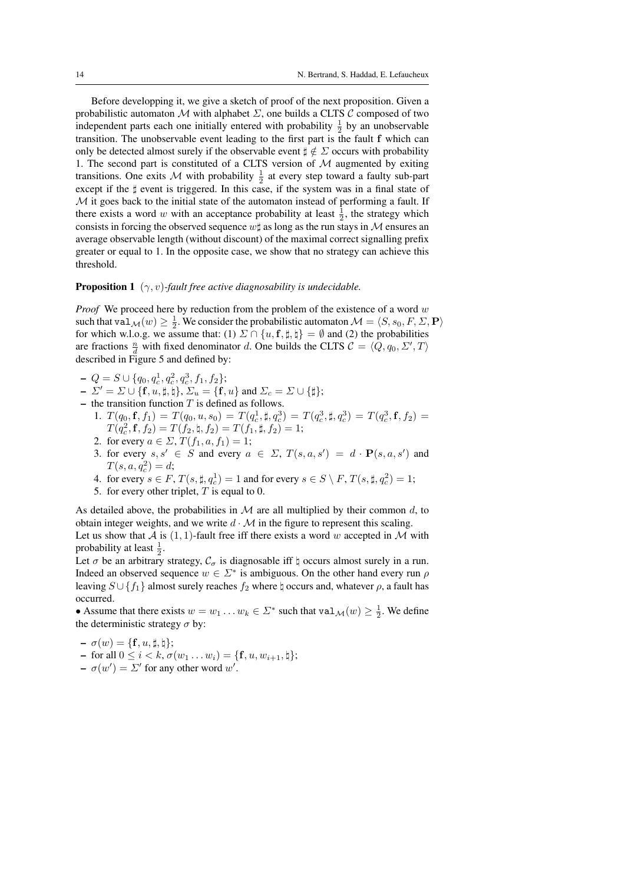Before developping it, we give a sketch of proof of the next proposition. Given a probabilistic automaton $\mathcal{M}$ with alphabet $\Sigma$, one builds a CLTS $\mathcal{C}$ composed of two independent parts each one initially entered with probability $\frac{1}{2}$ by an unobservable transition. The unobservable event leading to the first part is the fault $\mathbf{f}$ which can only be detected almost surely if the observable event $\sharp \notin \Sigma$ occurs with probability 1. The second part is constituted of a CLTS version of $\mathcal{M}$ augmented by exiting transitions. One exits $\mathcal{M}$ with probability $\frac{1}{2}$ at every step toward a faulty sub-part except if the $\sharp$ event is triggered. In this case, if the system was in a final state of $\mathcal{M}$ it goes back to the initial state of the automaton instead of performing a fault. If there exists a word $w$ with an acceptance probability at least $\frac{1}{2}$, the strategy which consists in forcing the observed sequence $w\sharp$ as long as the run stays in $\mathcal{M}$ ensures an average observable length (without discount) of the maximal correct signalling prefix greater or equal to 1. In the opposite case, we show that no strategy can achieve this threshold.

**Proposition 1** *$(\gamma, v)$-fault free active diagnosability is undecidable.*

*Proof* We proceed here by reduction from the problem of the existence of a word $w$ such that $\mathtt{val}_{\mathcal{M}}(w) \geq \frac{1}{2}$. We consider the probabilistic automaton $\mathcal{M} = \langle S, s_0, F, \Sigma, \mathbf{P}\rangle$ for which w.l.o.g. we assume that: (1) $\Sigma \cap \{u, \mathbf{f}, \sharp, \natural\} = \emptyset$ and (2) the probabilities are fractions $\frac{n}{d}$ with fixed denominator $d$. One builds the CLTS $\mathcal{C} = \langle Q, q_0, \Sigma', T\rangle$ described in Figure 5 and defined by:

- $Q = S \cup \{q_0, q_c^1, q_c^2, q_c^3, f_1, f_2\}$;
- $\Sigma' = \Sigma \cup \{\mathbf{f}, u, \sharp, \natural\}$, $\Sigma_u = \{\mathbf{f}, u\}$ and $\Sigma_c = \Sigma \cup \{\sharp\}$;
- the transition function $T$ is defined as follows.
  1. $T(q_0, \mathbf{f}, f_1) = T(q_0, u, s_0) = T(q_c^1, \sharp, q_c^3) = T(q_c^3, \sharp, q_c^3) = T(q_c^3, \mathbf{f}, f_2) = T(q_c^2, \mathbf{f}, f_2) = T(f_2, \natural, f_2) = T(f_1, \sharp, f_2) = 1$;
  2. for every $a \in \Sigma$, $T(f_1, a, f_1) = 1$;
  3. for every $s, s' \in S$ and every $a \in \Sigma$, $T(s, a, s') = d \cdot \mathbf{P}(s, a, s')$ and $T(s, a, q_c^2) = d$;
  4. for every $s \in F$, $T(s, \sharp, q_c^1) = 1$ and for every $s \in S \setminus F$, $T(s, \sharp, q_c^2) = 1$;
  5. for every other triplet, $T$ is equal to 0.

As detailed above, the probabilities in $\mathcal{M}$ are all multiplied by their common $d$, to obtain integer weights, and we write $d \cdot \mathcal{M}$ in the figure to represent this scaling.
Let us show that $\mathcal{A}$ is $(1, 1)$-fault free iff there exists a word $w$ accepted in $\mathcal{M}$ with probability at least $\frac{1}{2}$.
Let $\sigma$ be an arbitrary strategy, $\mathcal{C}_\sigma$ is diagnosable iff $\natural$ occurs almost surely in a run. Indeed an observed sequence $w \in \Sigma^*$ is ambiguous. On the other hand every run $\rho$ leaving $S \cup \{f_1\}$ almost surely reaches $f_2$ where $\natural$ occurs and, whatever $\rho$, a fault has occurred.
• Assume that there exists $w = w_1 \ldots w_k \in \Sigma^*$ such that $\mathtt{val}_{\mathcal{M}}(w) \geq \frac{1}{2}$. We define the deterministic strategy $\sigma$ by:

- $\sigma(w) = \{\mathbf{f}, u, \sharp, \natural\}$;
- for all $0 \leq i < k$, $\sigma(w_1 \ldots w_i) = \{\mathbf{f}, u, w_{i+1}, \natural\}$;
- $\sigma(w') = \Sigma'$ for any other word $w'$.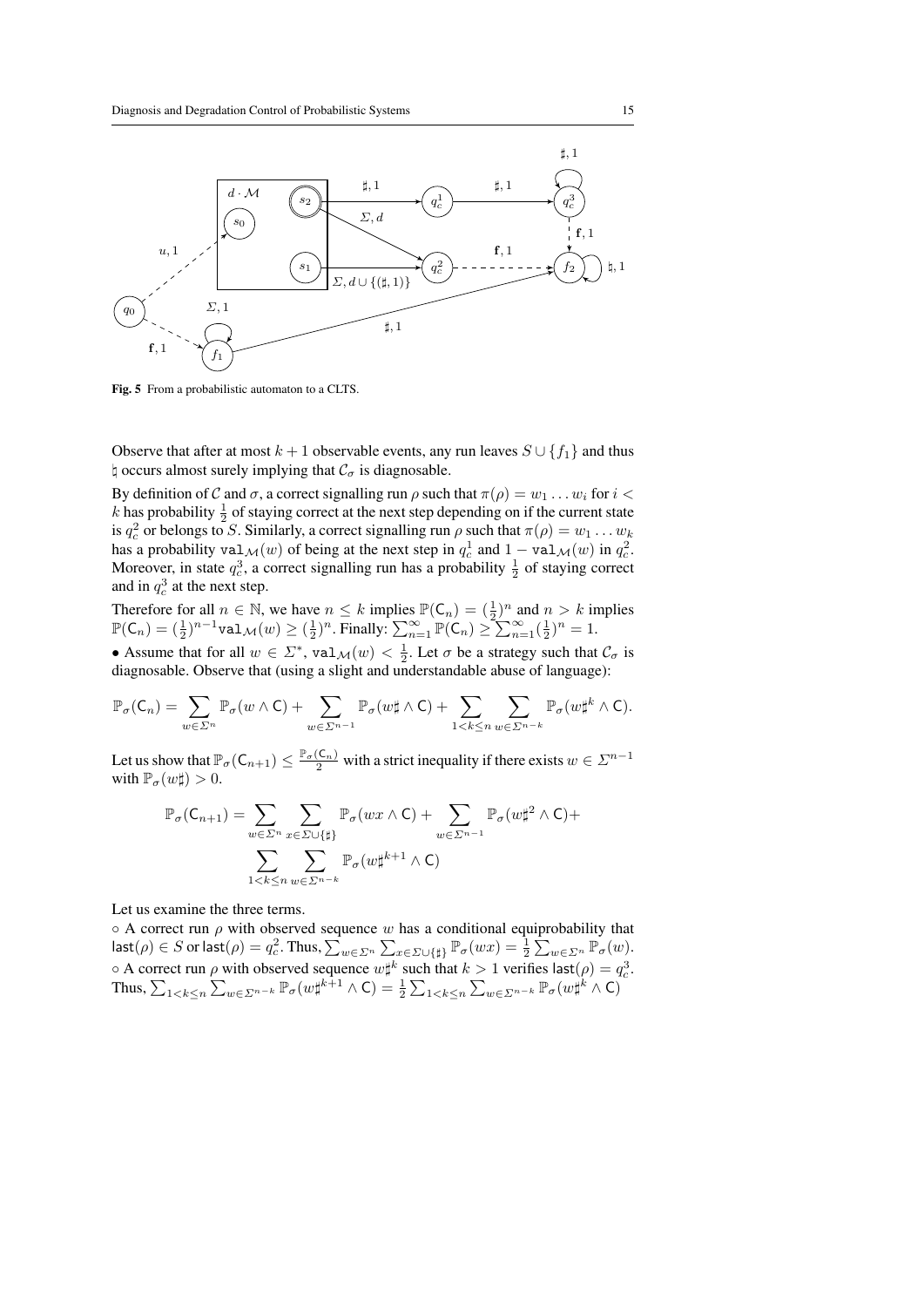Fig. 5 From a probabilistic automaton to a CLTS.

Observe that after at most $k+1$ observable events, any run leaves $S \cup \{f_1\}$ and thus $\natural$ occurs almost surely implying that $\mathcal{C}_\sigma$ is diagnosable.

By definition of $\mathcal{C}$ and $\sigma$, a correct signalling run $\rho$ such that $\pi(\rho) = w_1 \ldots w_i$ for $i < k$ has probability $\frac{1}{2}$ of staying correct at the next step depending on if the current state is $q_c^2$ or belongs to $S$. Similarly, a correct signalling run $\rho$ such that $\pi(\rho) = w_1 \ldots w_k$ has a probability $\mathtt{val}_\mathcal{M}(w)$ of being at the next step in $q_c^1$ and $1 - \mathtt{val}_\mathcal{M}(w)$ in $q_c^2$. Moreover, in state $q_c^3$, a correct signalling run has a probability $\frac{1}{2}$ of staying correct and in $q_c^3$ at the next step.

Therefore for all $n \in \mathbb{N}$, we have $n \leq k$ implies $\mathbb{P}(\mathsf{C}_n) = (\frac{1}{2})^n$ and $n > k$ implies $\mathbb{P}(\mathsf{C}_n) = (\frac{1}{2})^{n-1}\mathtt{val}_\mathcal{M}(w) \geq (\frac{1}{2})^n$. Finally: $\sum_{n=1}^{\infty} \mathbb{P}(\mathsf{C}_n) \geq \sum_{n=1}^{\infty} (\frac{1}{2})^n = 1$.

• Assume that for all $w \in \Sigma^*$, $\mathtt{val}_\mathcal{M}(w) < \frac{1}{2}$. Let $\sigma$ be a strategy such that $\mathcal{C}_\sigma$ is diagnosable. Observe that (using a slight and understandable abuse of language):

$$\mathbb{P}_\sigma(\mathsf{C}_n) = \sum_{w \in \Sigma^n} \mathbb{P}_\sigma(w \wedge \mathsf{C}) + \sum_{w \in \Sigma^{n-1}} \mathbb{P}_\sigma(w\sharp \wedge \mathsf{C}) + \sum_{1<k\leq n} \sum_{w \in \Sigma^{n-k}} \mathbb{P}_\sigma(w\sharp^k \wedge \mathsf{C}).$$

Let us show that $\mathbb{P}_\sigma(\mathsf{C}_{n+1}) \leq \frac{\mathbb{P}_\sigma(\mathsf{C}_n)}{2}$ with a strict inequality if there exists $w \in \Sigma^{n-1}$ with $\mathbb{P}_\sigma(w\sharp) > 0$.

$$\mathbb{P}_\sigma(\mathsf{C}_{n+1}) = \sum_{w \in \Sigma^n} \sum_{x \in \Sigma \cup \{\sharp\}} \mathbb{P}_\sigma(wx \wedge \mathsf{C}) + \sum_{w \in \Sigma^{n-1}} \mathbb{P}_\sigma(w\sharp^2 \wedge \mathsf{C}) +$$
$$\sum_{1<k\leq n} \sum_{w \in \Sigma^{n-k}} \mathbb{P}_\sigma(w\sharp^{k+1} \wedge \mathsf{C})$$

Let us examine the three terms.

◦ A correct run $\rho$ with observed sequence $w$ has a conditional equiprobability that $\mathsf{last}(\rho) \in S$ or $\mathsf{last}(\rho) = q_c^2$. Thus, $\sum_{w \in \Sigma^n} \sum_{x \in \Sigma \cup \{\sharp\}} \mathbb{P}_\sigma(wx) = \frac{1}{2} \sum_{w \in \Sigma^n} \mathbb{P}_\sigma(w)$.

◦ A correct run $\rho$ with observed sequence $w\sharp^k$ such that $k > 1$ verifies $\mathsf{last}(\rho) = q_c^3$. Thus, $\sum_{1<k\leq n} \sum_{w \in \Sigma^{n-k}} \mathbb{P}_\sigma(w\sharp^{k+1} \wedge \mathsf{C}) = \frac{1}{2} \sum_{1<k\leq n} \sum_{w \in \Sigma^{n-k}} \mathbb{P}_\sigma(w\sharp^k \wedge \mathsf{C})$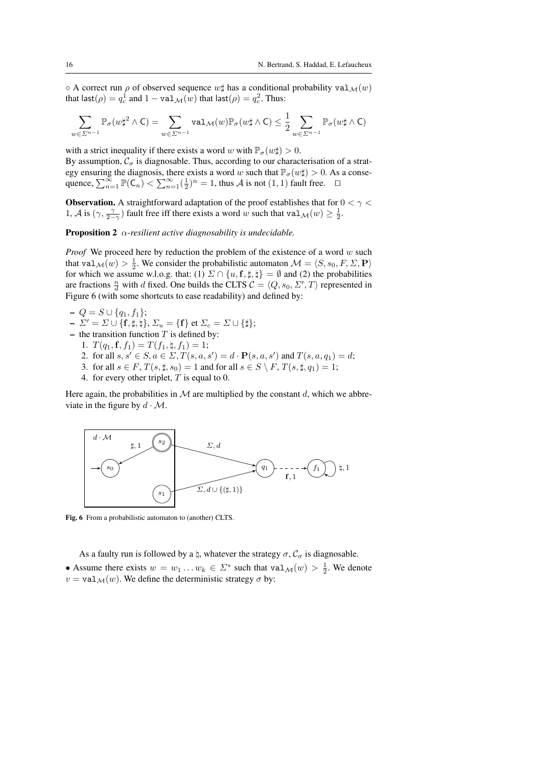∘ A correct run $\rho$ of observed sequence $w\sharp$ has a conditional probability $\mathtt{val}_{\mathcal{M}}(w)$ that $\mathsf{last}(\rho) = q_c^1$ and $1 - \mathtt{val}_{\mathcal{M}}(w)$ that $\mathsf{last}(\rho) = q_c^2$. Thus:

$$\sum_{w \in \Sigma^{n-1}} \mathbb{P}_\sigma(w\sharp^2 \wedge \mathsf{C}) = \sum_{w \in \Sigma^{n-1}} \mathtt{val}_{\mathcal{M}}(w)\mathbb{P}_\sigma(w\sharp \wedge \mathsf{C}) \leq \frac{1}{2} \sum_{w \in \Sigma^{n-1}} \mathbb{P}_\sigma(w\sharp \wedge \mathsf{C})$$

with a strict inequality if there exists a word $w$ with $\mathbb{P}_\sigma(w\sharp) > 0$.
By assumption, $\mathcal{C}_\sigma$ is diagnosable. Thus, according to our characterisation of a strategy ensuring the diagnosis, there exists a word $w$ such that $\mathbb{P}_\sigma(w\sharp) > 0$. As a consequence, $\sum_{n=1}^{\infty} \mathbb{P}(\mathsf{C}_n) < \sum_{n=1}^{\infty}(\frac{1}{2})^n = 1$, thus $\mathcal{A}$ is not $(1,1)$ fault free. $\square$

**Observation.** A straightforward adaptation of the proof establishes that for $0 < \gamma < 1$, $\mathcal{A}$ is $(\gamma, \frac{\gamma}{2-\gamma})$ fault free iff there exists a word $w$ such that $\mathtt{val}_{\mathcal{M}}(w) \geq \frac{1}{2}$.

**Proposition 2** *$\alpha$-resilient active diagnosability is undecidable.*

*Proof* We proceed here by reduction the problem of the existence of a word $w$ such that $\mathtt{val}_{\mathcal{M}}(w) > \frac{1}{2}$. We consider the probabilistic automaton $\mathcal{M} = \langle S, s_0, F, \Sigma, \mathbf{P} \rangle$ for which we assume w.l.o.g. that: (1) $\Sigma \cap \{u, \mathbf{f}, \sharp, \natural\} = \emptyset$ and (2) the probabilities are fractions $\frac{n}{d}$ with $d$ fixed. One builds the CLTS $\mathcal{C} = \langle Q, s_0, \Sigma', T \rangle$ represented in Figure 6 (with some shortcuts to ease readability) and defined by:

- $Q = S \cup \{q_1, f_1\}$;
- $\Sigma' = \Sigma \cup \{\mathbf{f}, \sharp, \natural\}$, $\Sigma_u = \{\mathbf{f}\}$ et $\Sigma_c = \Sigma \cup \{\sharp\}$;
- the transition function $T$ is defined by:
  1. $T(q_1, \mathbf{f}, f_1) = T(f_1, \natural, f_1) = 1$;
  2. for all $s, s' \in S, a \in \Sigma, T(s, a, s') = d \cdot \mathbf{P}(s, a, s')$ and $T(s, a, q_1) = d$;
  3. for all $s \in F, T(s, \sharp, s_0) = 1$ and for all $s \in S \setminus F, T(s, \sharp, q_1) = 1$;
  4. for every other triplet, $T$ is equal to 0.

Here again, the probabilities in $\mathcal{M}$ are multiplied by the constant $d$, which we abbreviate in the figure by $d \cdot \mathcal{M}$.

Fig. 6 From a probabilistic automaton to (another) CLTS.

As a faulty run is followed by a $\natural$, whatever the strategy $\sigma$, $\mathcal{C}_\sigma$ is diagnosable.

• Assume there exists $w = w_1 \dots w_k \in \Sigma^*$ such that $\mathtt{val}_{\mathcal{M}}(w) > \frac{1}{2}$. We denote $v = \mathtt{val}_{\mathcal{M}}(w)$. We define the deterministic strategy $\sigma$ by: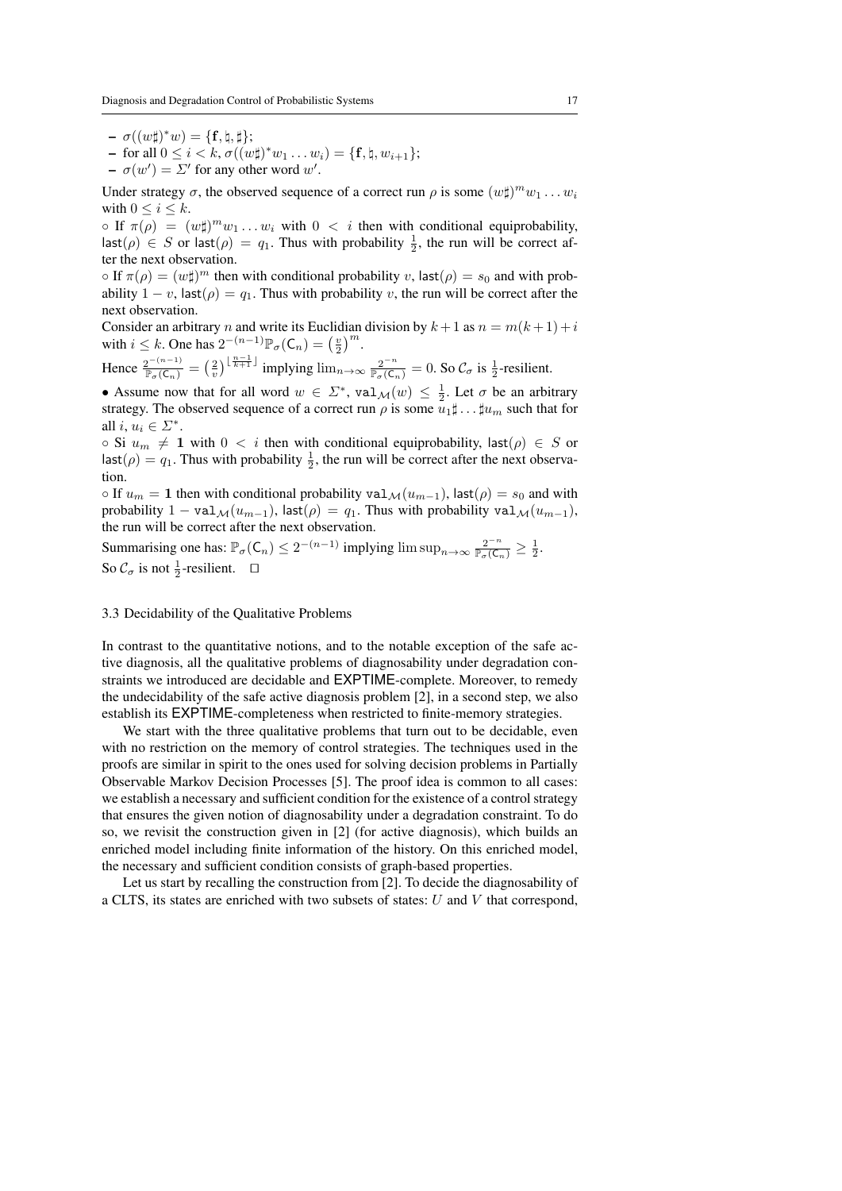– $\sigma((w\sharp)^*w) = \{\mathbf{f}, \natural, \sharp\}$;

– for all $0 \leq i < k$, $\sigma((w\sharp)^*w_1 \dots w_i) = \{\mathbf{f}, \natural, w_{i+1}\}$;

– $\sigma(w') = \Sigma'$ for any other word $w'$.

Under strategy $\sigma$, the observed sequence of a correct run $\rho$ is some $(w\sharp)^m w_1 \dots w_i$ with $0 \leq i \leq k$.

◦ If $\pi(\rho) = (w\sharp)^m w_1 \dots w_i$ with $0 < i$ then with conditional equiprobability, $\mathsf{last}(\rho) \in S$ or $\mathsf{last}(\rho) = q_1$. Thus with probability $\frac{1}{2}$, the run will be correct after the next observation.

◦ If $\pi(\rho) = (w\sharp)^m$ then with conditional probability $v$, $\mathsf{last}(\rho) = s_0$ and with probability $1 - v$, $\mathsf{last}(\rho) = q_1$. Thus with probability $v$, the run will be correct after the next observation.

Consider an arbitrary $n$ and write its Euclidian division by $k+1$ as $n = m(k+1)+i$ with $i \leq k$. One has $2^{-(n-1)}\mathbb{P}_\sigma(\mathsf{C}_n) = \left(\frac{v}{2}\right)^m$.

Hence $\frac{2^{-(n-1)}}{\mathbb{P}_\sigma(\mathsf{C}_n)} = \left(\frac{2}{v}\right)^{\lfloor \frac{n-1}{k+1} \rfloor}$ implying $\lim_{n\to\infty} \frac{2^{-n}}{\mathbb{P}_\sigma(\mathsf{C}_n)} = 0$. So $\mathcal{C}_\sigma$ is $\frac{1}{2}$-resilient.

• Assume now that for all word $w \in \Sigma^*$, $\mathtt{val}_\mathcal{M}(w) \leq \frac{1}{2}$. Let $\sigma$ be an arbitrary strategy. The observed sequence of a correct run $\rho$ is some $u_1\sharp \dots \sharp u_m$ such that for all $i$, $u_i \in \Sigma^*$.

◦ Si $u_m \neq \mathbf{1}$ with $0 < i$ then with conditional equiprobability, $\mathsf{last}(\rho) \in S$ or $\mathsf{last}(\rho) = q_1$. Thus with probability $\frac{1}{2}$, the run will be correct after the next observation.

◦ If $u_m = \mathbf{1}$ then with conditional probability $\mathtt{val}_\mathcal{M}(u_{m-1})$, $\mathsf{last}(\rho) = s_0$ and with probability $1 - \mathtt{val}_\mathcal{M}(u_{m-1})$, $\mathsf{last}(\rho) = q_1$. Thus with probability $\mathtt{val}_\mathcal{M}(u_{m-1})$, the run will be correct after the next observation.

Summarising one has: $\mathbb{P}_\sigma(\mathsf{C}_n) \leq 2^{-(n-1)}$ implying $\limsup_{n\to\infty} \frac{2^{-n}}{\mathbb{P}_\sigma(\mathsf{C}_n)} \geq \frac{1}{2}$.

So $\mathcal{C}_\sigma$ is not $\frac{1}{2}$-resilient. □

### 3.3 Decidability of the Qualitative Problems

In contrast to the quantitative notions, and to the notable exception of the safe active diagnosis, all the qualitative problems of diagnosability under degradation constraints we introduced are decidable and EXPTIME-complete. Moreover, to remedy the undecidability of the safe active diagnosis problem [2], in a second step, we also establish its EXPTIME-completeness when restricted to finite-memory strategies.

We start with the three qualitative problems that turn out to be decidable, even with no restriction on the memory of control strategies. The techniques used in the proofs are similar in spirit to the ones used for solving decision problems in Partially Observable Markov Decision Processes [5]. The proof idea is common to all cases: we establish a necessary and sufficient condition for the existence of a control strategy that ensures the given notion of diagnosability under a degradation constraint. To do so, we revisit the construction given in [2] (for active diagnosis), which builds an enriched model including finite information of the history. On this enriched model, the necessary and sufficient condition consists of graph-based properties.

Let us start by recalling the construction from [2]. To decide the diagnosability of a CLTS, its states are enriched with two subsets of states: $U$ and $V$ that correspond,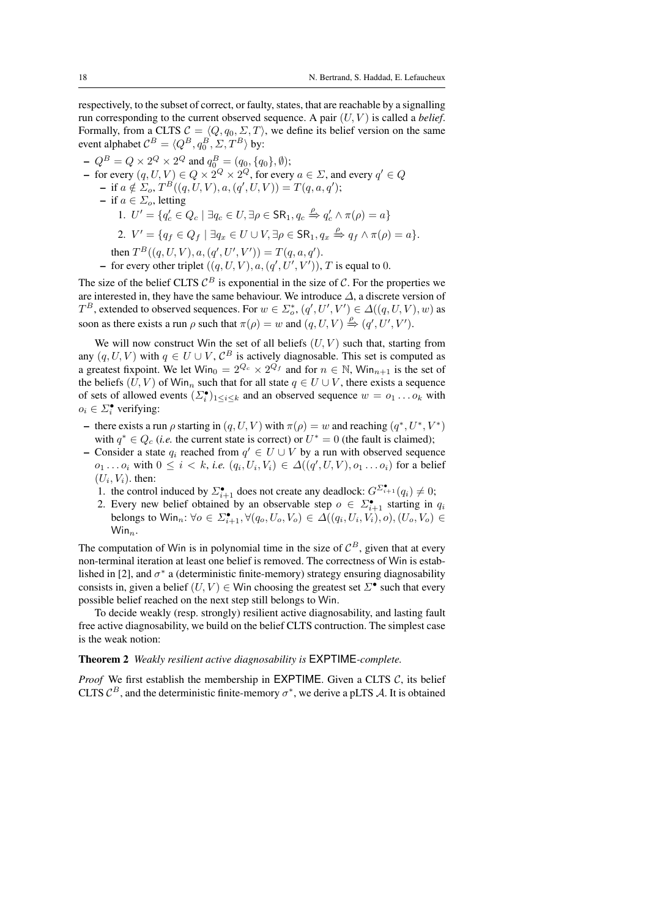respectively, to the subset of correct, or faulty, states, that are reachable by a signalling run corresponding to the current observed sequence. A pair $(U, V)$ is called a *belief*. Formally, from a CLTS $\mathcal{C} = \langle Q, q_0, \Sigma, T\rangle$, we define its belief version on the same event alphabet $\mathcal{C}^B = \langle Q^B, q_0^B, \Sigma, T^B\rangle$ by:

- $Q^B = Q \times 2^Q \times 2^Q$ and $q_0^B = (q_0, \{q_0\}, \emptyset)$;
- for every $(q, U, V) \in Q \times 2^Q \times 2^Q$, for every $a \in \Sigma$, and every $q' \in Q$
  - if $a \notin \Sigma_o$, $T^B((q, U, V), a, (q', U, V)) = T(q, a, q')$;
  - if $a \in \Sigma_o$, letting
    1. $U' = \{q'_c \in Q_c \mid \exists q_c \in U, \exists \rho \in \mathsf{SR}_1, q_c \overset{\rho}{\Rightarrow} q'_c \wedge \pi(\rho) = a\}$
    2. $V' = \{q_f \in Q_f \mid \exists q_x \in U \cup V, \exists \rho \in \mathsf{SR}_1, q_x \overset{\rho}{\Rightarrow} q_f \wedge \pi(\rho) = a\}$.

    then $T^B((q, U, V), a, (q', U', V')) = T(q, a, q')$.
  - for every other triplet $((q, U, V), a, (q', U', V'))$, $T$ is equal to 0.

The size of the belief CLTS $\mathcal{C}^B$ is exponential in the size of $\mathcal{C}$. For the properties we are interested in, they have the same behaviour. We introduce $\Delta$, a discrete version of $T^B$, extended to observed sequences. For $w \in \Sigma_o^*$, $(q', U', V') \in \Delta((q, U, V), w)$ as soon as there exists a run $\rho$ such that $\pi(\rho) = w$ and $(q, U, V) \overset{\rho}{\Rightarrow} (q', U', V')$.

We will now construct Win the set of all beliefs $(U, V)$ such that, starting from any $(q, U, V)$ with $q \in U \cup V$, $\mathcal{C}^B$ is actively diagnosable. This set is computed as a greatest fixpoint. We let $\mathsf{Win}_0 = 2^{Q_c} \times 2^{Q_f}$ and for $n \in \mathbb{N}$, $\mathsf{Win}_{n+1}$ is the set of the beliefs $(U, V)$ of $\mathsf{Win}_n$ such that for all state $q \in U \cup V$, there exists a sequence of sets of allowed events $(\Sigma_i^\bullet)_{1 \leq i \leq k}$ and an observed sequence $w = o_1 \dots o_k$ with $o_i \in \Sigma_i^\bullet$ verifying:

- there exists a run $\rho$ starting in $(q, U, V)$ with $\pi(\rho) = w$ and reaching $(q^*, U^*, V^*)$ with $q^* \in Q_c$ (*i.e.* the current state is correct) or $U^* = 0$ (the fault is claimed);
- Consider a state $q_i$ reached from $q' \in U \cup V$ by a run with observed sequence $o_1 \dots o_i$ with $0 \leq i < k$, *i.e.* $(q_i, U_i, V_i) \in \Delta((q', U, V), o_1 \dots o_i)$ for a belief $(U_i, V_i)$. then:
  1. the control induced by $\Sigma_{i+1}^\bullet$ does not create any deadlock: $G^{\Sigma_{i+1}^\bullet}(q_i) \neq 0$;
  2. Every new belief obtained by an observable step $o \in \Sigma_{i+1}^\bullet$ starting in $q_i$ belongs to $\mathsf{Win}_n$: $\forall o \in \Sigma_{i+1}^\bullet, \forall (q_o, U_o, V_o) \in \Delta((q_i, U_i, V_i), o), (U_o, V_o) \in \mathsf{Win}_n$.

The computation of Win is in polynomial time in the size of $\mathcal{C}^B$, given that at every non-terminal iteration at least one belief is removed. The correctness of Win is established in [2], and $\sigma^*$ a (deterministic finite-memory) strategy ensuring diagnosability consists in, given a belief $(U, V) \in \mathsf{Win}$ choosing the greatest set $\Sigma^\bullet$ such that every possible belief reached on the next step still belongs to Win.

To decide weakly (resp. strongly) resilient active diagnosability, and lasting fault free active diagnosability, we build on the belief CLTS contruction. The simplest case is the weak notion:

**Theorem 2** *Weakly resilient active diagnosability is* EXPTIME*-complete.*

*Proof* We first establish the membership in EXPTIME. Given a CLTS $\mathcal{C}$, its belief CLTS $\mathcal{C}^B$, and the deterministic finite-memory $\sigma^*$, we derive a pLTS $\mathcal{A}$. It is obtained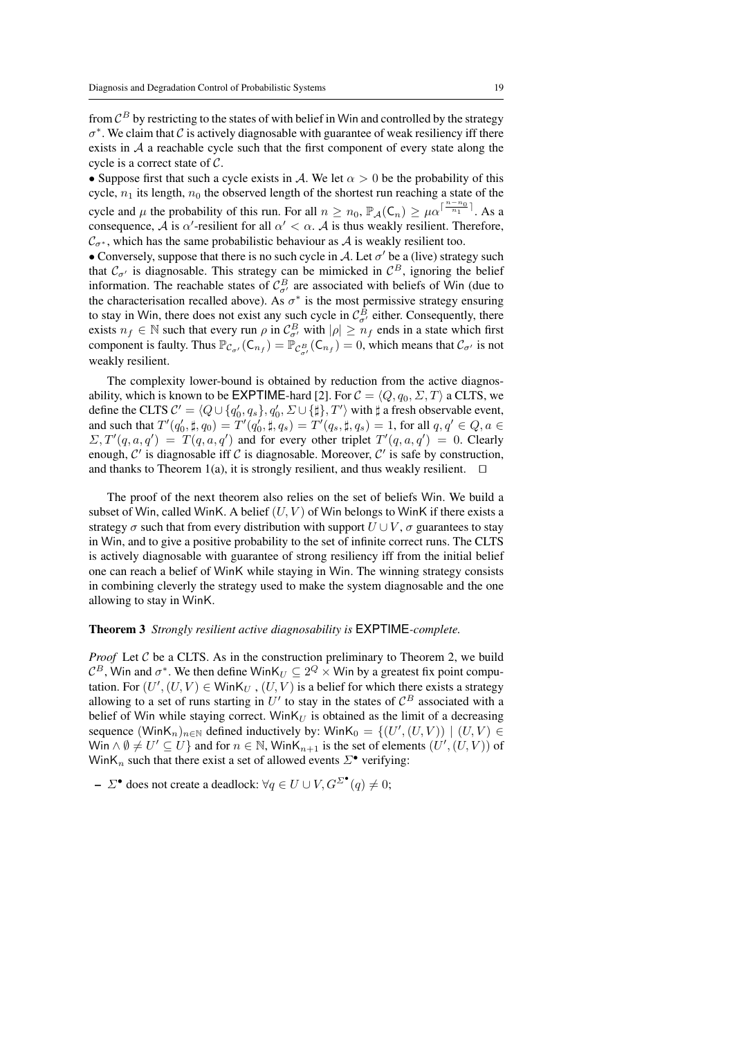from $\mathcal{C}^B$ by restricting to the states of with belief in Win and controlled by the strategy $\sigma^*$. We claim that $\mathcal{C}$ is actively diagnosable with guarantee of weak resiliency iff there exists in $\mathcal{A}$ a reachable cycle such that the first component of every state along the cycle is a correct state of $\mathcal{C}$.

• Suppose first that such a cycle exists in $\mathcal{A}$. We let $\alpha > 0$ be the probability of this cycle, $n_1$ its length, $n_0$ the observed length of the shortest run reaching a state of the cycle and $\mu$ the probability of this run. For all $n \geq n_0$, $\mathbb{P}_{\mathcal{A}}(\mathsf{C}_n) \geq \mu\alpha^{\lceil \frac{n-n_0}{n_1} \rceil}$. As a consequence, $\mathcal{A}$ is $\alpha'$-resilient for all $\alpha' < \alpha$. $\mathcal{A}$ is thus weakly resilient. Therefore, $\mathcal{C}_{\sigma^*}$, which has the same probabilistic behaviour as $\mathcal{A}$ is weakly resilient too.

• Conversely, suppose that there is no such cycle in $\mathcal{A}$. Let $\sigma'$ be a (live) strategy such that $\mathcal{C}_{\sigma'}$ is diagnosable. This strategy can be mimicked in $\mathcal{C}^B$, ignoring the belief information. The reachable states of $\mathcal{C}^B_{\sigma'}$ are associated with beliefs of Win (due to the characterisation recalled above). As $\sigma^*$ is the most permissive strategy ensuring to stay in Win, there does not exist any such cycle in $\mathcal{C}^B_{\sigma'}$ either. Consequently, there exists $n_f \in \mathbb{N}$ such that every run $\rho$ in $\mathcal{C}^B_{\sigma'}$ with $|\rho| \geq n_f$ ends in a state which first component is faulty. Thus $\mathbb{P}_{\mathcal{C}_{\sigma'}}(\mathsf{C}_{n_f}) = \mathbb{P}_{\mathcal{C}^B_{\sigma'}}(\mathsf{C}_{n_f}) = 0$, which means that $\mathcal{C}_{\sigma'}$ is not weakly resilient.

The complexity lower-bound is obtained by reduction from the active diagnosability, which is known to be EXPTIME-hard [2]. For $\mathcal{C} = \langle Q, q_0, \Sigma, T \rangle$ a CLTS, we define the CLTS $\mathcal{C}' = \langle Q \cup \{q'_0, q_s\}, q'_0, \Sigma \cup \{\sharp\}, T' \rangle$ with $\sharp$ a fresh observable event, and such that $T'(q'_0, \sharp, q_0) = T'(q'_0, \sharp, q_s) = T'(q_s, \sharp, q_s) = 1$, for all $q, q' \in Q, a \in \Sigma, T'(q, a, q') = T(q, a, q')$ and for every other triplet $T'(q, a, q') = 0$. Clearly enough, $\mathcal{C}'$ is diagnosable iff $\mathcal{C}$ is diagnosable. Moreover, $\mathcal{C}'$ is safe by construction, and thanks to Theorem 1(a), it is strongly resilient, and thus weakly resilient. $\square$

The proof of the next theorem also relies on the set of beliefs Win. We build a subset of Win, called WinK. A belief $(U, V)$ of Win belongs to WinK if there exists a strategy $\sigma$ such that from every distribution with support $U \cup V$, $\sigma$ guarantees to stay in Win, and to give a positive probability to the set of infinite correct runs. The CLTS is actively diagnosable with guarantee of strong resiliency iff from the initial belief one can reach a belief of WinK while staying in Win. The winning strategy consists in combining cleverly the strategy used to make the system diagnosable and the one allowing to stay in WinK.

**Theorem 3** *Strongly resilient active diagnosability is* EXPTIME*-complete.*

*Proof* Let $\mathcal{C}$ be a CLTS. As in the construction preliminary to Theorem 2, we build $\mathcal{C}^B$, Win and $\sigma^*$. We then define $\mathsf{WinK}_U \subseteq 2^Q \times \mathsf{Win}$ by a greatest fix point computation. For $(U', (U, V)) \in \mathsf{WinK}_U$, $(U, V)$ is a belief for which there exists a strategy allowing to a set of runs starting in $U'$ to stay in the states of $\mathcal{C}^B$ associated with a belief of Win while staying correct. $\mathsf{WinK}_U$ is obtained as the limit of a decreasing sequence $(\mathsf{WinK}_n)_{n \in \mathbb{N}}$ defined inductively by: $\mathsf{WinK}_0 = \{(U', (U, V)) \mid (U, V) \in \mathsf{Win} \wedge \emptyset \neq U' \subseteq U\}$ and for $n \in \mathbb{N}$, $\mathsf{WinK}_{n+1}$ is the set of elements $(U', (U, V))$ of $\mathsf{WinK}_n$ such that there exist a set of allowed events $\Sigma^\bullet$ verifying:

– $\Sigma^\bullet$ does not create a deadlock: $\forall q \in U \cup V, G^{\Sigma^\bullet}(q) \neq 0$;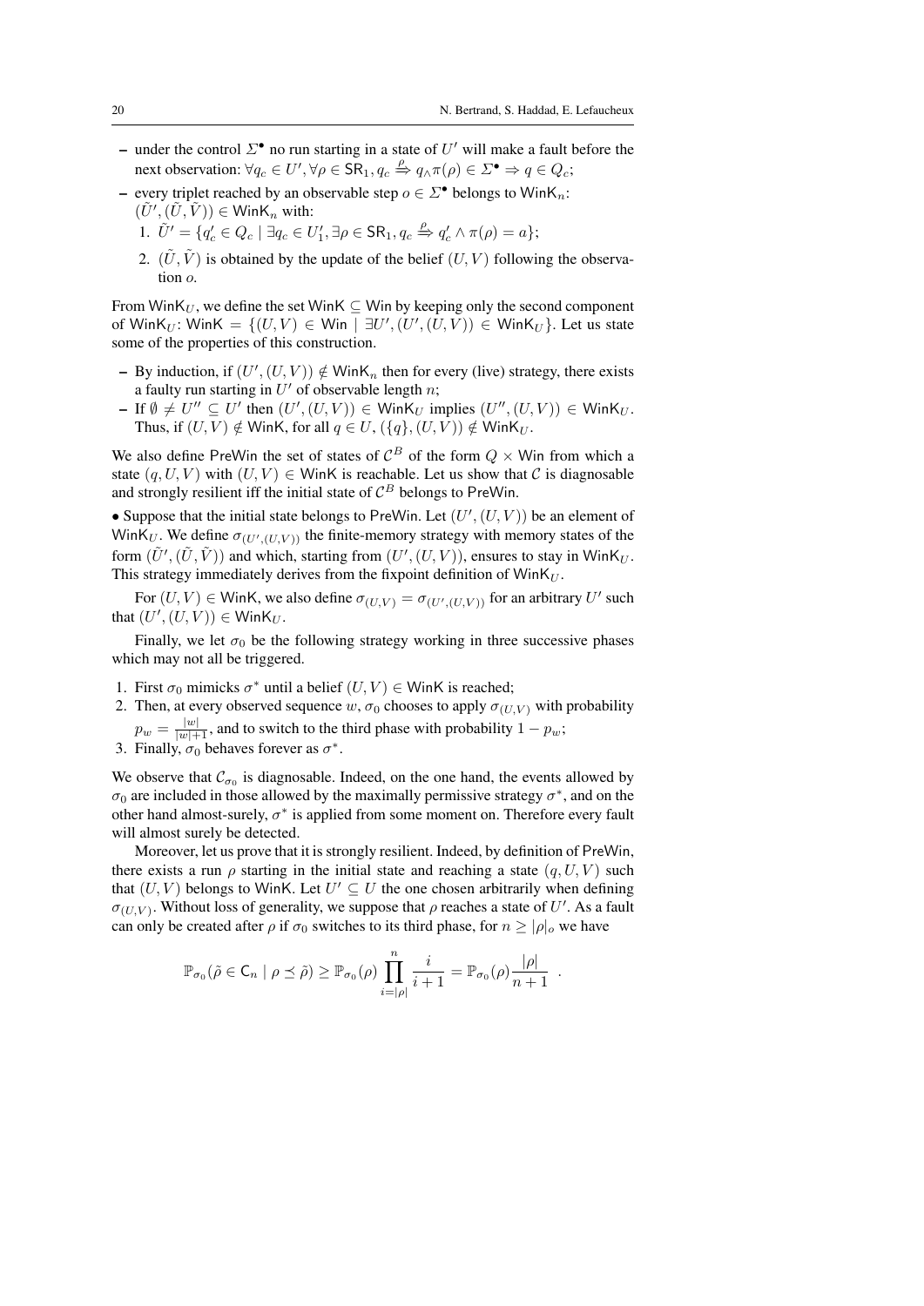- under the control $\Sigma^\bullet$ no run starting in a state of $U'$ will make a fault before the next observation: $\forall q_c \in U', \forall \rho \in \mathsf{SR}_1, q_c \overset{\rho}{\Rightarrow} q_\wedge \pi(\rho) \in \Sigma^\bullet \Rightarrow q \in Q_c$;
- every triplet reached by an observable step $o \in \Sigma^\bullet$ belongs to $\mathsf{WinK}_n$: $(\tilde{U}', (\tilde{U}, \tilde{V})) \in \mathsf{WinK}_n$ with:
  1. $\tilde{U}' = \{q'_c \in Q_c \mid \exists q_c \in U'_1, \exists \rho \in \mathsf{SR}_1, q_c \overset{\rho}{\Rightarrow} q'_c \wedge \pi(\rho) = a\}$;
  2. $(\tilde{U}, \tilde{V})$ is obtained by the update of the belief $(U, V)$ following the observation $o$.

From $\mathsf{WinK}_U$, we define the set $\mathsf{WinK} \subseteq \mathsf{Win}$ by keeping only the second component of $\mathsf{WinK}_U$: $\mathsf{WinK} = \{(U, V) \in \mathsf{Win} \mid \exists U', (U', (U, V)) \in \mathsf{WinK}_U\}$. Let us state some of the properties of this construction.

- By induction, if $(U', (U, V)) \notin \mathsf{WinK}_n$ then for every (live) strategy, there exists a faulty run starting in $U'$ of observable length $n$;
- If $\emptyset \neq U'' \subseteq U'$ then $(U', (U, V)) \in \mathsf{WinK}_U$ implies $(U'', (U, V)) \in \mathsf{WinK}_U$. Thus, if $(U, V) \notin \mathsf{WinK}$, for all $q \in U$, $(\{q\}, (U, V)) \notin \mathsf{WinK}_U$.

We also define $\mathsf{PreWin}$ the set of states of $\mathcal{C}^B$ of the form $Q \times \mathsf{Win}$ from which a state $(q, U, V)$ with $(U, V) \in \mathsf{WinK}$ is reachable. Let us show that $\mathcal{C}$ is diagnosable and strongly resilient iff the initial state of $\mathcal{C}^B$ belongs to $\mathsf{PreWin}$.

• Suppose that the initial state belongs to $\mathsf{PreWin}$. Let $(U', (U, V))$ be an element of $\mathsf{WinK}_U$. We define $\sigma_{(U',(U,V))}$ the finite-memory strategy with memory states of the form $(\tilde{U}', (\tilde{U}, \tilde{V}))$ and which, starting from $(U', (U, V))$, ensures to stay in $\mathsf{WinK}_U$. This strategy immediately derives from the fixpoint definition of $\mathsf{WinK}_U$.

For $(U, V) \in \mathsf{WinK}$, we also define $\sigma_{(U,V)} = \sigma_{(U',(U,V))}$ for an arbitrary $U'$ such that $(U', (U, V)) \in \mathsf{WinK}_U$.

Finally, we let $\sigma_0$ be the following strategy working in three successive phases which may not all be triggered.

1. First $\sigma_0$ mimicks $\sigma^*$ until a belief $(U, V) \in \mathsf{WinK}$ is reached;
2. Then, at every observed sequence $w$, $\sigma_0$ chooses to apply $\sigma_{(U,V)}$ with probability $p_w = \frac{|w|}{|w|+1}$, and to switch to the third phase with probability $1 - p_w$;
3. Finally, $\sigma_0$ behaves forever as $\sigma^*$.

We observe that $\mathcal{C}_{\sigma_0}$ is diagnosable. Indeed, on the one hand, the events allowed by $\sigma_0$ are included in those allowed by the maximally permissive strategy $\sigma^*$, and on the other hand almost-surely, $\sigma^*$ is applied from some moment on. Therefore every fault will almost surely be detected.

Moreover, let us prove that it is strongly resilient. Indeed, by definition of $\mathsf{PreWin}$, there exists a run $\rho$ starting in the initial state and reaching a state $(q, U, V)$ such that $(U, V)$ belongs to $\mathsf{WinK}$. Let $U' \subseteq U$ the one chosen arbitrarily when defining $\sigma_{(U,V)}$. Without loss of generality, we suppose that $\rho$ reaches a state of $U'$. As a fault can only be created after $\rho$ if $\sigma_0$ switches to its third phase, for $n \geq |\rho|_o$ we have

$$\mathbb{P}_{\sigma_0}(\tilde{\rho} \in \mathsf{C}_n \mid \rho \preceq \tilde{\rho}) \geq \mathbb{P}_{\sigma_0}(\rho) \prod_{i=|\rho|}^{n} \frac{i}{i+1} = \mathbb{P}_{\sigma_0}(\rho) \frac{|\rho|}{n+1} \ .$$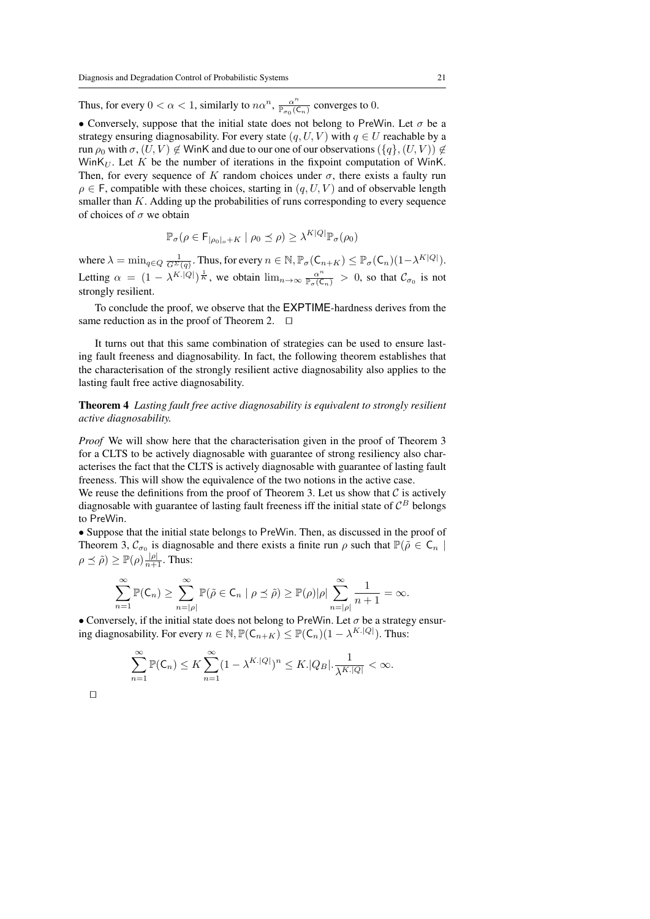Thus, for every $0 < \alpha < 1$, similarly to $n\alpha^n$, $\frac{\alpha^n}{\mathbb{P}_{\sigma_0}(\mathsf{C}_n)}$ converges to 0.

• Conversely, suppose that the initial state does not belong to $\mathsf{PreWin}$. Let $\sigma$ be a strategy ensuring diagnosability. For every state $(q, U, V)$ with $q \in U$ reachable by a run $\rho_0$ with $\sigma$, $(U, V) \notin \mathsf{WinK}$ and due to our one of our observations $(\{q\}, (U, V)) \notin \mathsf{WinK}_U$. Let $K$ be the number of iterations in the fixpoint computation of $\mathsf{WinK}$. Then, for every sequence of $K$ random choices under $\sigma$, there exists a faulty run $\rho \in \mathsf{F}$, compatible with these choices, starting in $(q, U, V)$ and of observable length smaller than $K$. Adding up the probabilities of runs corresponding to every sequence of choices of $\sigma$ we obtain

$$\mathbb{P}_\sigma(\rho \in \mathsf{F}_{|\rho_0|_o + K} \mid \rho_0 \preceq \rho) \geq \lambda^{K|Q|}\mathbb{P}_\sigma(\rho_0)$$

where $\lambda = \min_{q \in Q} \frac{1}{G^{\Sigma}(q)}$. Thus, for every $n \in \mathbb{N}, \mathbb{P}_\sigma(\mathsf{C}_{n+K}) \leq \mathbb{P}_\sigma(\mathsf{C}_n)(1 - \lambda^{K|Q|})$. Letting $\alpha = (1 - \lambda^{K.|Q|})^{\frac{1}{K}}$, we obtain $\lim_{n \to \infty} \frac{\alpha^n}{\mathbb{P}_\sigma(\mathsf{C}_n)} > 0$, so that $\mathcal{C}_{\sigma_0}$ is not strongly resilient.

To conclude the proof, we observe that the EXPTIME-hardness derives from the same reduction as in the proof of Theorem 2. $\square$

It turns out that this same combination of strategies can be used to ensure lasting fault freeness and diagnosability. In fact, the following theorem establishes that the characterisation of the strongly resilient active diagnosability also applies to the lasting fault free active diagnosability.

**Theorem 4** *Lasting fault free active diagnosability is equivalent to strongly resilient active diagnosability.*

*Proof* We will show here that the characterisation given in the proof of Theorem 3 for a CLTS to be actively diagnosable with guarantee of strong resiliency also characterises the fact that the CLTS is actively diagnosable with guarantee of lasting fault freeness. This will show the equivalence of the two notions in the active case.
We reuse the definitions from the proof of Theorem 3. Let us show that $\mathcal{C}$ is actively diagnosable with guarantee of lasting fault freeness iff the initial state of $\mathcal{C}^B$ belongs to $\mathsf{PreWin}$.

• Suppose that the initial state belongs to $\mathsf{PreWin}$. Then, as discussed in the proof of Theorem 3, $\mathcal{C}_{\sigma_0}$ is diagnosable and there exists a finite run $\rho$ such that $\mathbb{P}(\tilde{\rho} \in \mathsf{C}_n \mid \rho \preceq \tilde{\rho}) \geq \mathbb{P}(\rho)\frac{|\rho|}{n+1}$. Thus:

$$\sum_{n=1}^{\infty} \mathbb{P}(\mathsf{C}_n) \geq \sum_{n=|\rho|}^{\infty} \mathbb{P}(\tilde{\rho} \in \mathsf{C}_n \mid \rho \preceq \tilde{\rho}) \geq \mathbb{P}(\rho)|\rho| \sum_{n=|\rho|}^{\infty} \frac{1}{n+1} = \infty.$$

• Conversely, if the initial state does not belong to $\mathsf{PreWin}$. Let $\sigma$ be a strategy ensuring diagnosability. For every $n \in \mathbb{N}, \mathbb{P}(\mathsf{C}_{n+K}) \leq \mathbb{P}(\mathsf{C}_n)(1 - \lambda^{K.|Q|})$. Thus:

$$\sum_{n=1}^{\infty} \mathbb{P}(\mathsf{C}_n) \leq K \sum_{n=1}^{\infty} (1 - \lambda^{K.|Q|})^n \leq K.|Q_B|.\frac{1}{\lambda^{K.|Q|}} < \infty.$$

$\square$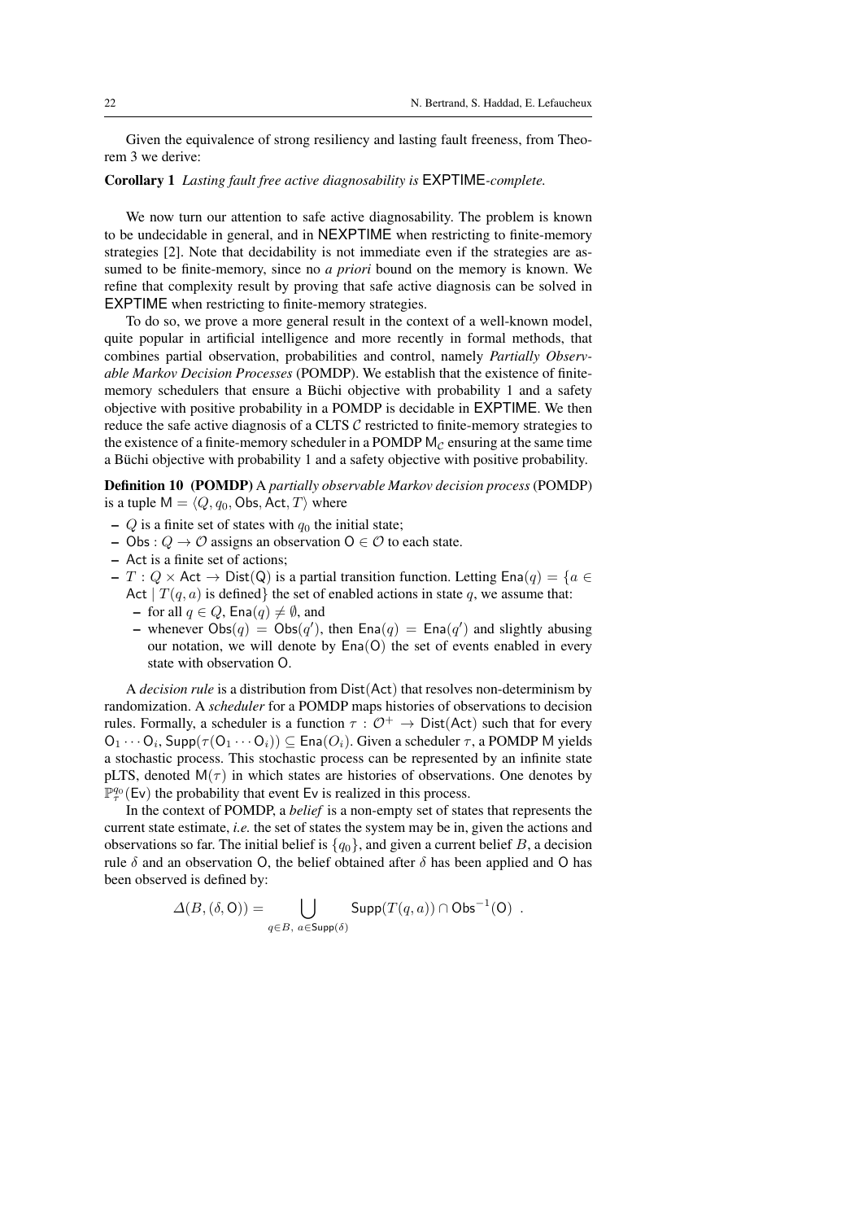Given the equivalence of strong resiliency and lasting fault freeness, from Theorem 3 we derive:

**Corollary 1** *Lasting fault free active diagnosability is* EXPTIME*-complete.*

We now turn our attention to safe active diagnosability. The problem is known to be undecidable in general, and in NEXPTIME when restricting to finite-memory strategies [2]. Note that decidability is not immediate even if the strategies are assumed to be finite-memory, since no *a priori* bound on the memory is known. We refine that complexity result by proving that safe active diagnosis can be solved in EXPTIME when restricting to finite-memory strategies.

To do so, we prove a more general result in the context of a well-known model, quite popular in artificial intelligence and more recently in formal methods, that combines partial observation, probabilities and control, namely *Partially Observable Markov Decision Processes* (POMDP). We establish that the existence of finite-memory schedulers that ensure a Büchi objective with probability 1 and a safety objective with positive probability in a POMDP is decidable in EXPTIME. We then reduce the safe active diagnosis of a CLTS $\mathcal{C}$ restricted to finite-memory strategies to the existence of a finite-memory scheduler in a POMDP $\mathsf{M}_{\mathcal{C}}$ ensuring at the same time a Büchi objective with probability 1 and a safety objective with positive probability.

**Definition 10 (POMDP)** A *partially observable Markov decision process* (POMDP) is a tuple $\mathsf{M} = \langle Q, q_0, \mathsf{Obs}, \mathsf{Act}, T\rangle$ where

- $Q$ is a finite set of states with $q_0$ the initial state;
- $\mathsf{Obs} : Q \to \mathcal{O}$ assigns an observation $\mathsf{O} \in \mathcal{O}$ to each state.
- $\mathsf{Act}$ is a finite set of actions;
- $T : Q \times \mathsf{Act} \to \mathsf{Dist(Q)}$ is a partial transition function. Letting $\mathsf{Ena}(q) = \{a \in \mathsf{Act} \mid T(q,a) \text{ is defined}\}$ the set of enabled actions in state $q$, we assume that:
  - for all $q \in Q$, $\mathsf{Ena}(q) \neq \emptyset$, and
  - whenever $\mathsf{Obs}(q) = \mathsf{Obs}(q')$, then $\mathsf{Ena}(q) = \mathsf{Ena}(q')$ and slightly abusing our notation, we will denote by $\mathsf{Ena}(\mathsf{O})$ the set of events enabled in every state with observation $\mathsf{O}$.

A *decision rule* is a distribution from $\mathsf{Dist}(\mathsf{Act})$ that resolves non-determinism by randomization. A *scheduler* for a POMDP maps histories of observations to decision rules. Formally, a scheduler is a function $\tau : \mathcal{O}^+ \to \mathsf{Dist}(\mathsf{Act})$ such that for every $\mathsf{O}_1 \cdots \mathsf{O}_i$, $\mathsf{Supp}(\tau(\mathsf{O}_1 \cdots \mathsf{O}_i)) \subseteq \mathsf{Ena}(O_i)$. Given a scheduler $\tau$, a POMDP $\mathsf{M}$ yields a stochastic process. This stochastic process can be represented by an infinite state pLTS, denoted $\mathsf{M}(\tau)$ in which states are histories of observations. One denotes by $\mathbb{P}^{q_0}_{\tau}(\mathsf{Ev})$ the probability that event $\mathsf{Ev}$ is realized in this process.

In the context of POMDP, a *belief* is a non-empty set of states that represents the current state estimate, *i.e.* the set of states the system may be in, given the actions and observations so far. The initial belief is $\{q_0\}$, and given a current belief $B$, a decision rule $\delta$ and an observation $\mathsf{O}$, the belief obtained after $\delta$ has been applied and $\mathsf{O}$ has been observed is defined by:

$$\Delta(B,(\delta,\mathsf{O})) = \bigcup_{q \in B,\ a \in \mathsf{Supp}(\delta)} \mathsf{Supp}(T(q,a)) \cap \mathsf{Obs}^{-1}(\mathsf{O}) \ .$$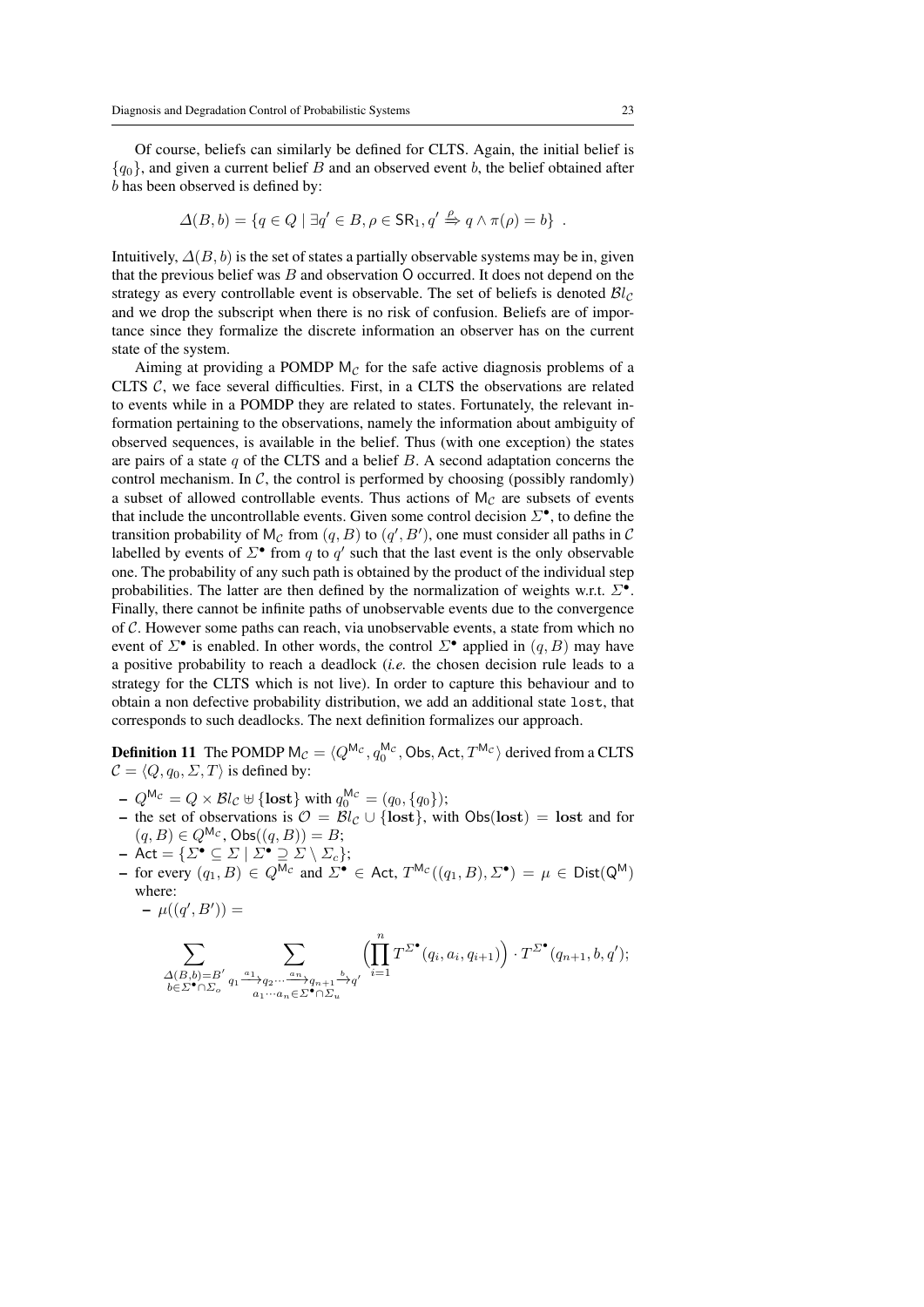Of course, beliefs can similarly be defined for CLTS. Again, the initial belief is $\{q_0\}$, and given a current belief $B$ and an observed event $b$, the belief obtained after $b$ has been observed is defined by:

$$\Delta(B,b) = \{q \in Q \mid \exists q' \in B, \rho \in \mathsf{SR}_1, q' \stackrel{\rho}{\Rightarrow} q \wedge \pi(\rho) = b\} \ .$$

Intuitively, $\Delta(B,b)$ is the set of states a partially observable systems may be in, given that the previous belief was $B$ and observation $\mathsf{O}$ occurred. It does not depend on the strategy as every controllable event is observable. The set of beliefs is denoted $\mathcal{B}l_{\mathcal{C}}$ and we drop the subscript when there is no risk of confusion. Beliefs are of importance since they formalize the discrete information an observer has on the current state of the system.

Aiming at providing a POMDP $\mathsf{M}_{\mathcal{C}}$ for the safe active diagnosis problems of a CLTS $\mathcal{C}$, we face several difficulties. First, in a CLTS the observations are related to events while in a POMDP they are related to states. Fortunately, the relevant information pertaining to the observations, namely the information about ambiguity of observed sequences, is available in the belief. Thus (with one exception) the states are pairs of a state $q$ of the CLTS and a belief $B$. A second adaptation concerns the control mechanism. In $\mathcal{C}$, the control is performed by choosing (possibly randomly) a subset of allowed controllable events. Thus actions of $\mathsf{M}_{\mathcal{C}}$ are subsets of events that include the uncontrollable events. Given some control decision $\Sigma^\bullet$, to define the transition probability of $\mathsf{M}_{\mathcal{C}}$ from $(q,B)$ to $(q',B')$, one must consider all paths in $\mathcal{C}$ labelled by events of $\Sigma^\bullet$ from $q$ to $q'$ such that the last event is the only observable one. The probability of any such path is obtained by the product of the individual step probabilities. The latter are then defined by the normalization of weights w.r.t. $\Sigma^\bullet$. Finally, there cannot be infinite paths of unobservable events due to the convergence of $\mathcal{C}$. However some paths can reach, via unobservable events, a state from which no event of $\Sigma^\bullet$ is enabled. In other words, the control $\Sigma^\bullet$ applied in $(q,B)$ may have a positive probability to reach a deadlock (*i.e.* the chosen decision rule leads to a strategy for the CLTS which is not live). In order to capture this behaviour and to obtain a non defective probability distribution, we add an additional state `lost`, that corresponds to such deadlocks. The next definition formalizes our approach.

**Definition 11** The POMDP $\mathsf{M}_{\mathcal{C}} = \langle Q^{\mathsf{M}_{\mathcal{C}}}, q_0^{\mathsf{M}_{\mathcal{C}}}, \mathsf{Obs}, \mathsf{Act}, T^{\mathsf{M}_{\mathcal{C}}}\rangle$ derived from a CLTS $\mathcal{C} = \langle Q, q_0, \Sigma, T\rangle$ is defined by:

- $Q^{\mathsf{M}_{\mathcal{C}}} = Q \times \mathcal{B}l_{\mathcal{C}} \uplus \{\mathbf{lost}\}$ with $q_0^{\mathsf{M}_{\mathcal{C}}} = (q_0, \{q_0\})$;
- the set of observations is $\mathcal{O} = \mathcal{B}l_{\mathcal{C}} \cup \{\mathbf{lost}\}$, with $\mathsf{Obs}(\mathbf{lost}) = \mathbf{lost}$ and for $(q,B) \in Q^{\mathsf{M}_{\mathcal{C}}}$, $\mathsf{Obs}((q,B)) = B$;
- $\mathsf{Act} = \{\Sigma^\bullet \subseteq \Sigma \mid \Sigma^\bullet \supseteq \Sigma \setminus \Sigma_c\}$;
- for every $(q_1,B) \in Q^{\mathsf{M}_{\mathcal{C}}}$ and $\Sigma^\bullet \in \mathsf{Act}$, $T^{\mathsf{M}_{\mathcal{C}}}((q_1,B),\Sigma^\bullet) = \mu \in \mathsf{Dist}(\mathsf{Q}^\mathsf{M})$ where:
  - $\mu((q',B')) =$

$$\sum_{\substack{\Delta(B,b)=B' \\ b\in\Sigma^\bullet\cap\Sigma_o}} \ \sum_{\substack{q_1\xrightarrow{a_1}q_2\cdots\xrightarrow{a_n}q_{n+1}\xrightarrow{b}q' \\ a_1\cdots a_n\in\Sigma^\bullet\cap\Sigma_u}} \Big(\prod_{i=1}^{n} T^{\Sigma^\bullet}(q_i,a_i,q_{i+1})\Big)\cdot T^{\Sigma^\bullet}(q_{n+1},b,q');$$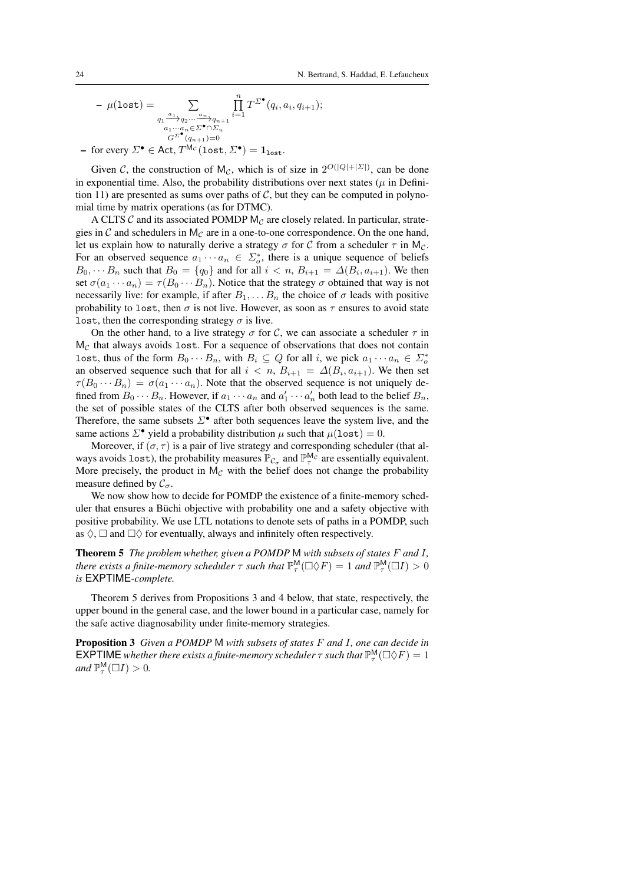– $\mu(\texttt{lost}) = \sum_{\substack{q_1 \xrightarrow{a_1} q_2 \cdots \xrightarrow{a_n} q_{n+1} \\ a_1 \cdots a_n \in \Sigma^\bullet \cap \Sigma_u \\ G^{\Sigma^\bullet}(q_{n+1}) = 0}} \prod_{i=1}^{n} T^{\Sigma^\bullet}(q_i, a_i, q_{i+1})$;

– for every $\Sigma^\bullet \in \mathsf{Act}$, $T^{\mathsf{M}_\mathcal{C}}(\texttt{lost}, \Sigma^\bullet) = \mathbf{1}_{\texttt{lost}}$.

Given $\mathcal{C}$, the construction of $\mathsf{M}_\mathcal{C}$, which is of size in $2^{O(|Q|+|\Sigma|)}$, can be done in exponential time. Also, the probability distributions over next states ($\mu$ in Definition 11) are presented as sums over paths of $\mathcal{C}$, but they can be computed in polynomial time by matrix operations (as for DTMC).

A CLTS $\mathcal{C}$ and its associated POMDP $\mathsf{M}_\mathcal{C}$ are closely related. In particular, strategies in $\mathcal{C}$ and schedulers in $\mathsf{M}_\mathcal{C}$ are in a one-to-one correspondence. On the one hand, let us explain how to naturally derive a strategy $\sigma$ for $\mathcal{C}$ from a scheduler $\tau$ in $\mathsf{M}_\mathcal{C}$. For an observed sequence $a_1 \cdots a_n \in \Sigma_o^*$, there is a unique sequence of beliefs $B_0, \cdots B_n$ such that $B_0 = \{q_0\}$ and for all $i < n$, $B_{i+1} = \Delta(B_i, a_{i+1})$. We then set $\sigma(a_1 \cdots a_n) = \tau(B_0 \cdots B_n)$. Notice that the strategy $\sigma$ obtained that way is not necessarily live: for example, if after $B_1, \ldots B_n$ the choice of $\sigma$ leads with positive probability to `lost`, then $\sigma$ is not live. However, as soon as $\tau$ ensures to avoid state `lost`, then the corresponding strategy $\sigma$ is live.

On the other hand, to a live strategy $\sigma$ for $\mathcal{C}$, we can associate a scheduler $\tau$ in $\mathsf{M}_\mathcal{C}$ that always avoids `lost`. For a sequence of observations that does not contain `lost`, thus of the form $B_0 \cdots B_n$, with $B_i \subseteq Q$ for all $i$, we pick $a_1 \cdots a_n \in \Sigma_o^*$ an observed sequence such that for all $i < n$, $B_{i+1} = \Delta(B_i, a_{i+1})$. We then set $\tau(B_0 \cdots B_n) = \sigma(a_1 \cdots a_n)$. Note that the observed sequence is not uniquely defined from $B_0 \cdots B_n$. However, if $a_1 \cdots a_n$ and $a'_1 \cdots a'_n$ both lead to the belief $B_n$, the set of possible states of the CLTS after both observed sequences is the same. Therefore, the same subsets $\Sigma^\bullet$ after both sequences leave the system live, and the same actions $\Sigma^\bullet$ yield a probability distribution $\mu$ such that $\mu(\texttt{lost}) = 0$.

Moreover, if $(\sigma, \tau)$ is a pair of live strategy and corresponding scheduler (that always avoids `lost`), the probability measures $\mathbb{P}_{\mathcal{C}_\sigma}$ and $\mathbb{P}_\tau^{\mathsf{M}_\mathcal{C}}$ are essentially equivalent. More precisely, the product in $\mathsf{M}_\mathcal{C}$ with the belief does not change the probability measure defined by $\mathcal{C}_\sigma$.

We now show how to decide for POMDP the existence of a finite-memory scheduler that ensures a Büchi objective with probability one and a safety objective with positive probability. We use LTL notations to denote sets of paths in a POMDP, such as $\Diamond$, $\Box$ and $\Box\Diamond$ for eventually, always and infinitely often respectively.

**Theorem 5** *The problem whether, given a POMDP* $\mathsf{M}$ *with subsets of states* $F$ *and* $I$*, there exists a finite-memory scheduler* $\tau$ *such that* $\mathbb{P}_\tau^{\mathsf{M}}(\Box\Diamond F) = 1$ *and* $\mathbb{P}_\tau^{\mathsf{M}}(\Box I) > 0$ *is* $\mathsf{EXPTIME}$*-complete.*

Theorem 5 derives from Propositions 3 and 4 below, that state, respectively, the upper bound in the general case, and the lower bound in a particular case, namely for the safe active diagnosability under finite-memory strategies.

**Proposition 3** *Given a POMDP* $\mathsf{M}$ *with subsets of states* $F$ *and* $I$*, one can decide in* $\mathsf{EXPTIME}$ *whether there exists a finite-memory scheduler* $\tau$ *such that* $\mathbb{P}_\tau^{\mathsf{M}}(\Box\Diamond F) = 1$ *and* $\mathbb{P}_\tau^{\mathsf{M}}(\Box I) > 0$*.*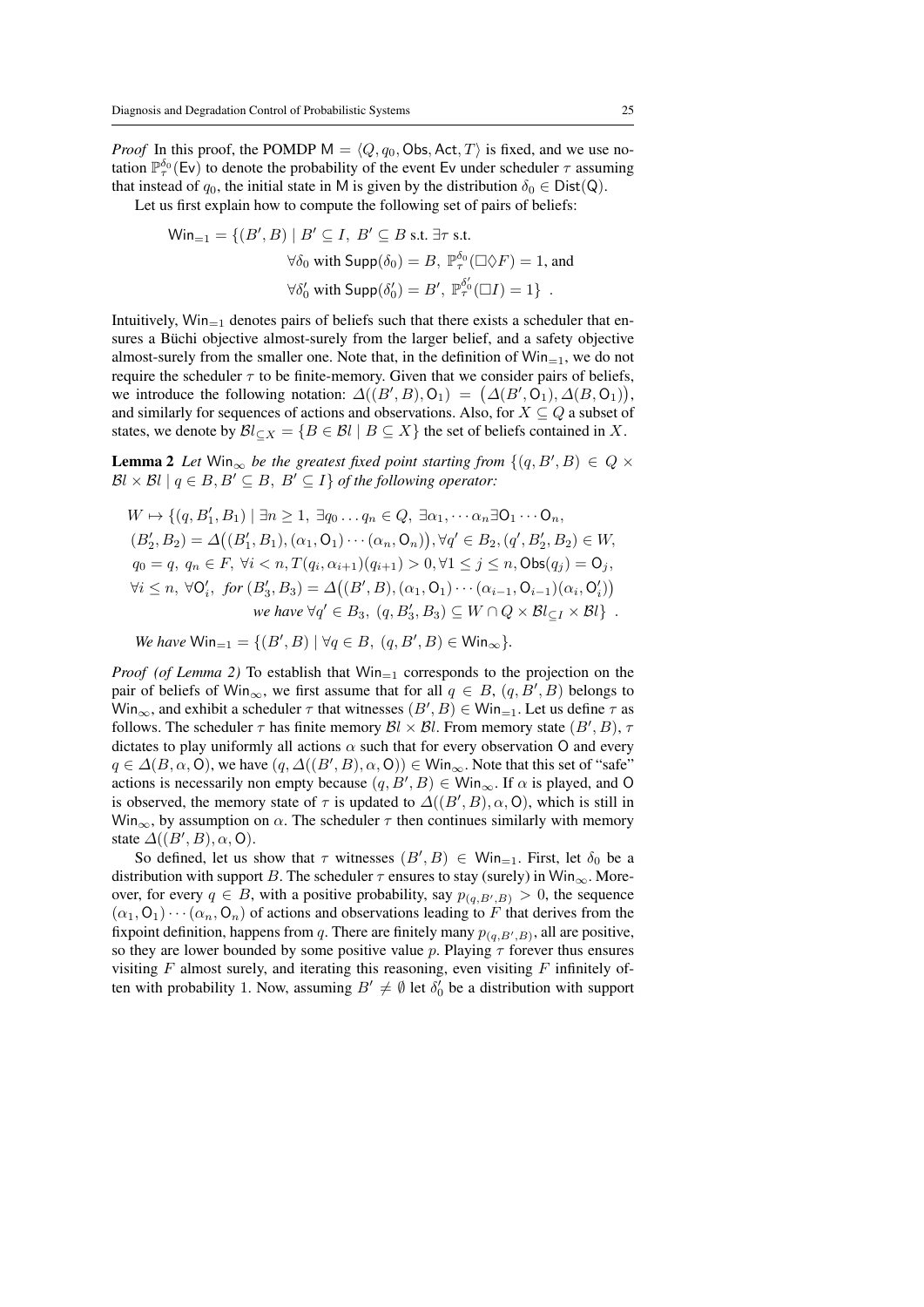*Proof* In this proof, the POMDP $\mathsf{M} = \langle Q, q_0, \mathsf{Obs}, \mathsf{Act}, T\rangle$ is fixed, and we use notation $\mathbb{P}^{\delta_0}_\tau(\mathsf{Ev})$ to denote the probability of the event $\mathsf{Ev}$ under scheduler $\tau$ assuming that instead of $q_0$, the initial state in M is given by the distribution $\delta_0 \in \mathsf{Dist}(\mathsf{Q})$.

Let us first explain how to compute the following set of pairs of beliefs:

$$\begin{aligned}\mathsf{Win}_{=1} = \{(B', B) \mid B' \subseteq I,\ B' \subseteq B \text{ s.t. } \exists \tau \text{ s.t. } \\ \forall \delta_0 \text{ with } \mathsf{Supp}(\delta_0) = B,\ \mathbb{P}^{\delta_0}_\tau(\Box\Diamond F) = 1, \text{ and} \\ \forall \delta_0' \text{ with } \mathsf{Supp}(\delta_0') = B',\ \mathbb{P}^{\delta_0'}_\tau(\Box I) = 1\}\ .\end{aligned}$$

Intuitively, $\mathsf{Win}_{=1}$ denotes pairs of beliefs such that there exists a scheduler that ensures a Büchi objective almost-surely from the larger belief, and a safety objective almost-surely from the smaller one. Note that, in the definition of $\mathsf{Win}_{=1}$, we do not require the scheduler $\tau$ to be finite-memory. Given that we consider pairs of beliefs, we introduce the following notation: $\Delta((B', B), \mathsf{O}_1) = \big(\Delta(B', \mathsf{O}_1), \Delta(B, \mathsf{O}_1)\big)$, and similarly for sequences of actions and observations. Also, for $X \subseteq Q$ a subset of states, we denote by $\mathcal{B}l_{\subseteq X} = \{B \in \mathcal{B}l \mid B \subseteq X\}$ the set of beliefs contained in $X$.

**Lemma 2** *Let $\mathsf{Win}_\infty$ be the greatest fixed point starting from $\{(q, B', B) \in Q \times \mathcal{B}l \times \mathcal{B}l \mid q \in B, B' \subseteq B,\ B' \subseteq I\}$ of the following operator:*

$$\begin{aligned}&W \mapsto \{(q, B_1', B_1) \mid \exists n \geq 1,\ \exists q_0 \ldots q_n \in Q,\ \exists \alpha_1, \cdots \alpha_n \exists \mathsf{O}_1 \cdots \mathsf{O}_n,\\ &(B_2', B_2) = \Delta\big((B_1', B_1), (\alpha_1, \mathsf{O}_1) \cdots (\alpha_n, \mathsf{O}_n)\big), \forall q' \in B_2, (q', B_2', B_2) \in W,\\ &q_0 = q,\ q_n \in F,\ \forall i < n, T(q_i, \alpha_{i+1})(q_{i+1}) > 0, \forall 1 \leq j \leq n, \mathsf{Obs}(q_j) = \mathsf{O}_j,\\ &\forall i \leq n,\ \forall \mathsf{O}_i',\ \textit{for } (B_3', B_3) = \Delta\big((B', B), (\alpha_1, \mathsf{O}_1) \cdots (\alpha_{i-1}, \mathsf{O}_{i-1})(\alpha_i, \mathsf{O}_i')\big)\\ &\qquad\qquad \textit{we have } \forall q' \in B_3,\ (q, B_3', B_3) \subseteq W \cap Q \times \mathcal{B}l_{\subseteq I} \times \mathcal{B}l\}\ .\end{aligned}$$

*We have $\mathsf{Win}_{=1} = \{(B', B) \mid \forall q \in B,\ (q, B', B) \in \mathsf{Win}_\infty\}$.*

*Proof (of Lemma 2)* To establish that $\mathsf{Win}_{=1}$ corresponds to the projection on the pair of beliefs of $\mathsf{Win}_\infty$, we first assume that for all $q \in B$, $(q, B', B)$ belongs to $\mathsf{Win}_\infty$, and exhibit a scheduler $\tau$ that witnesses $(B', B) \in \mathsf{Win}_{=1}$. Let us define $\tau$ as follows. The scheduler $\tau$ has finite memory $\mathcal{B}l \times \mathcal{B}l$. From memory state $(B', B)$, $\tau$ dictates to play uniformly all actions $\alpha$ such that for every observation O and every $q \in \Delta(B, \alpha, \mathsf{O})$, we have $(q, \Delta((B', B), \alpha, \mathsf{O})) \in \mathsf{Win}_\infty$. Note that this set of "safe" actions is necessarily non empty because $(q, B', B) \in \mathsf{Win}_\infty$. If $\alpha$ is played, and O is observed, the memory state of $\tau$ is updated to $\Delta((B', B), \alpha, \mathsf{O})$, which is still in $\mathsf{Win}_\infty$, by assumption on $\alpha$. The scheduler $\tau$ then continues similarly with memory state $\Delta((B', B), \alpha, \mathsf{O})$.

So defined, let us show that $\tau$ witnesses $(B', B) \in \mathsf{Win}_{=1}$. First, let $\delta_0$ be a distribution with support $B$. The scheduler $\tau$ ensures to stay (surely) in $\mathsf{Win}_\infty$. Moreover, for every $q \in B$, with a positive probability, say $p_{(q,B',B)} > 0$, the sequence $(\alpha_1, \mathsf{O}_1) \cdots (\alpha_n, \mathsf{O}_n)$ of actions and observations leading to $F$ that derives from the fixpoint definition, happens from $q$. There are finitely many $p_{(q,B',B)}$, all are positive, so they are lower bounded by some positive value $p$. Playing $\tau$ forever thus ensures visiting $F$ almost surely, and iterating this reasoning, even visiting $F$ infinitely often with probability 1. Now, assuming $B' \neq \emptyset$ let $\delta_0'$ be a distribution with support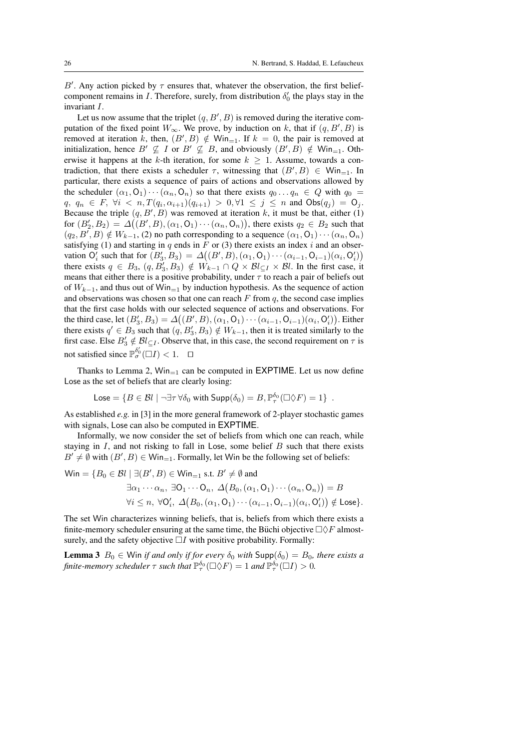$B'$. Any action picked by $\tau$ ensures that, whatever the observation, the first belief-component remains in $I$. Therefore, surely, from distribution $\delta'_0$ the plays stay in the invariant $I$.

Let us now assume that the triplet $(q, B', B)$ is removed during the iterative computation of the fixed point $W_\infty$. We prove, by induction on $k$, that if $(q, B', B)$ is removed at iteration $k$, then, $(B', B) \notin \mathsf{Win}_{=1}$. If $k = 0$, the pair is removed at initialization, hence $B' \not\subseteq I$ or $B' \not\subseteq B$, and obviously $(B', B) \notin \mathsf{Win}_{=1}$. Otherwise it happens at the $k$-th iteration, for some $k \geq 1$. Assume, towards a contradiction, that there exists a scheduler $\tau$, witnessing that $(B', B) \in \mathsf{Win}_{=1}$. In particular, there exists a sequence of pairs of actions and observations allowed by the scheduler $(\alpha_1, \mathsf{O}_1) \cdots (\alpha_n, \mathsf{O}_n)$ so that there exists $q_0 \dots q_n \in Q$ with $q_0 = q$, $q_n \in F$, $\forall i < n, T(q_i, \alpha_{i+1})(q_{i+1}) > 0, \forall 1 \leq j \leq n$ and $\mathsf{Obs}(q_j) = \mathsf{O}_j$. Because the triple $(q, B', B)$ was removed at iteration $k$, it must be that, either (1) for $(B'_2, B_2) = \Delta\big((B', B), (\alpha_1, \mathsf{O}_1) \cdots (\alpha_n, \mathsf{O}_n)\big)$, there exists $q_2 \in B_2$ such that $(q_2, B', B) \notin W_{k-1}$, (2) no path corresponding to a sequence $(\alpha_1, \mathsf{O}_1) \cdots (\alpha_n, \mathsf{O}_n)$ satisfying (1) and starting in $q$ ends in $F$ or (3) there exists an index $i$ and an observation $\mathsf{O}'_i$ such that for $(B'_3, B_3) = \Delta\big((B', B), (\alpha_1, \mathsf{O}_1) \cdots (\alpha_{i-1}, \mathsf{O}_{i-1})(\alpha_i, \mathsf{O}'_i)\big)$ there exists $q \in B_3$, $(q, B'_3, B_3) \notin W_{k-1} \cap Q \times \mathcal{B}l_{\subseteq I} \times \mathcal{B}l$. In the first case, it means that either there is a positive probability, under $\tau$ to reach a pair of beliefs out of $W_{k-1}$, and thus out of $\mathsf{Win}_{=1}$ by induction hypothesis. As the sequence of action and observations was chosen so that one can reach $F$ from $q$, the second case implies that the first case holds with our selected sequence of actions and observations. For the third case, let $(B'_3, B_3) = \Delta\big((B', B), (\alpha_1, \mathsf{O}_1) \cdots (\alpha_{i-1}, \mathsf{O}_{i-1})(\alpha_i, \mathsf{O}'_i)\big)$. Either there exists $q' \in B_3$ such that $(q, B'_3, B_3) \notin W_{k-1}$, then it is treated similarly to the first case. Else $B'_3 \notin \mathcal{B}l_{\subseteq I}$. Observe that, in this case, the second requirement on $\tau$ is not satisfied since $\mathbb{P}^{\delta'_0}_\sigma(\Box I) < 1$. $\square$

Thanks to Lemma 2, $\mathsf{Win}_{=1}$ can be computed in EXPTIME. Let us now define $\mathsf{Lose}$ as the set of beliefs that are clearly losing:

$$\mathsf{Lose} = \{B \in \mathcal{B}l \mid \neg\exists\tau\, \forall\delta_0 \text{ with } \mathsf{Supp}(\delta_0) = B, \mathbb{P}^{\delta_0}_\tau(\Box\Diamond F) = 1\} \ .$$

As established *e.g.* in [3] in the more general framework of 2-player stochastic games with signals, $\mathsf{Lose}$ can also be computed in EXPTIME.

Informally, we now consider the set of beliefs from which one can reach, while staying in $I$, and not risking to fall in $\mathsf{Lose}$, some belief $B$ such that there exists $B' \neq \emptyset$ with $(B', B) \in \mathsf{Win}_{=1}$. Formally, let $\mathsf{Win}$ be the following set of beliefs:

$$\begin{aligned}
\mathsf{Win} = \{B_0 \in \mathcal{B}l \mid\ & \exists (B', B) \in \mathsf{Win}_{=1} \text{ s.t. } B' \neq \emptyset \text{ and} \\
& \exists \alpha_1 \cdots \alpha_n,\ \exists \mathsf{O}_1 \cdots \mathsf{O}_n,\ \Delta\big(B_0, (\alpha_1, \mathsf{O}_1) \cdots (\alpha_n, \mathsf{O}_n)\big) = B \\
& \forall i \leq n,\ \forall \mathsf{O}'_i,\ \Delta\big(B_0, (\alpha_1, \mathsf{O}_1) \cdots (\alpha_{i-1}, \mathsf{O}_{i-1})(\alpha_i, \mathsf{O}'_i)\big) \notin \mathsf{Lose}\}.
\end{aligned}$$

The set $\mathsf{Win}$ characterizes winning beliefs, that is, beliefs from which there exists a finite-memory scheduler ensuring at the same time, the Büchi objective $\Box\Diamond F$ almost-surely, and the safety objective $\Box I$ with positive probability. Formally:

**Lemma 3** *$B_0 \in \mathsf{Win}$ if and only if for every $\delta_0$ with $\mathsf{Supp}(\delta_0) = B_0$, there exists a finite-memory scheduler $\tau$ such that $\mathbb{P}^{\delta_0}_\tau(\Box\Diamond F) = 1$ and $\mathbb{P}^{\delta_0}_\tau(\Box I) > 0$.*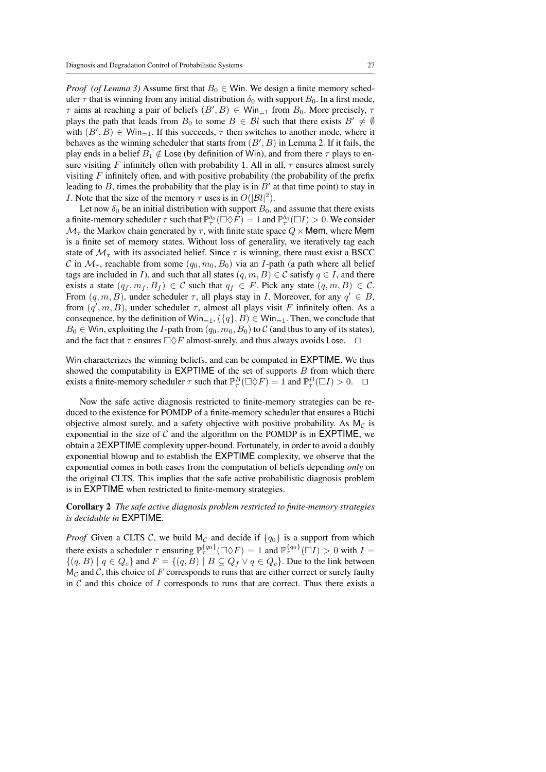*Proof (of Lemma 3)* Assume first that $B_0 \in \mathsf{Win}$. We design a finite memory scheduler $\tau$ that is winning from any initial distribution $\delta_0$ with support $B_0$. In a first mode, $\tau$ aims at reaching a pair of beliefs $(B', B) \in \mathsf{Win}_{=1}$ from $B_0$. More precisely, $\tau$ plays the path that leads from $B_0$ to some $B \in \mathcal{B}l$ such that there exists $B' \neq \emptyset$ with $(B', B) \in \mathsf{Win}_{=1}$. If this succeeds, $\tau$ then switches to another mode, where it behaves as the winning scheduler that starts from $(B', B)$ in Lemma 2. If it fails, the play ends in a belief $B_1 \notin \mathsf{Lose}$ (by definition of $\mathsf{Win}$), and from there $\tau$ plays to ensure visiting $F$ infinitely often with probability 1. All in all, $\tau$ ensures almost surely visiting $F$ infinitely often, and with positive probability (the probability of the prefix leading to $B$, times the probability that the play is in $B'$ at that time point) to stay in $I$. Note that the size of the memory $\tau$ uses is in $O(|\mathcal{B}l|^2)$.

Let now $\delta_0$ be an initial distribution with support $B_0$, and assume that there exists a finite-memory scheduler $\tau$ such that $\mathbb{P}^{\delta_0}_{\tau}(\Box\Diamond F) = 1$ and $\mathbb{P}^{\delta_0}_{\tau}(\Box I) > 0$. We consider $\mathcal{M}_\tau$ the Markov chain generated by $\tau$, with finite state space $Q \times \mathsf{Mem}$, where $\mathsf{Mem}$ is a finite set of memory states. Without loss of generality, we iteratively tag each state of $\mathcal{M}_\tau$ with its associated belief. Since $\tau$ is winning, there must exist a BSCC $\mathcal{C}$ in $\mathcal{M}_\tau$, reachable from some $(q_0, m_0, B_0)$ via an $I$-path (a path where all belief tags are included in $I$), and such that all states $(q, m, B) \in \mathcal{C}$ satisfy $q \in I$, and there exists a state $(q_f, m_f, B_f) \in \mathcal{C}$ such that $q_f \in F$. Pick any state $(q, m, B) \in \mathcal{C}$. From $(q, m, B)$, under scheduler $\tau$, all plays stay in $I$. Moreover, for any $q' \in B$, from $(q', m, B)$, under scheduler $\tau$, almost all plays visit $F$ infinitely often. As a consequence, by the definition of $\mathsf{Win}_{=1}$, $(\{q\}, B) \in \mathsf{Win}_{=1}$. Then, we conclude that $B_0 \in \mathsf{Win}$, exploiting the $I$-path from $(q_0, m_0, B_0)$ to $\mathcal{C}$ (and thus to any of its states), and the fact that $\tau$ ensures $\Box\Diamond F$ almost-surely, and thus always avoids $\mathsf{Lose}$. $\square$

$\mathsf{Win}$ characterizes the winning beliefs, and can be computed in $\mathsf{EXPTIME}$. We thus showed the computability in $\mathsf{EXPTIME}$ of the set of supports $B$ from which there exists a finite-memory scheduler $\tau$ such that $\mathbb{P}^{B}_{\tau}(\Box\Diamond F) = 1$ and $\mathbb{P}^{B}_{\tau}(\Box I) > 0$. $\square$

Now the safe active diagnosis restricted to finite-memory strategies can be reduced to the existence for POMDP of a finite-memory scheduler that ensures a Büchi objective almost surely, and a safety objective with positive probability. As $\mathsf{M}_{\mathcal{C}}$ is exponential in the size of $\mathcal{C}$ and the algorithm on the POMDP is in $\mathsf{EXPTIME}$, we obtain a 2$\mathsf{EXPTIME}$ complexity upper-bound. Fortunately, in order to avoid a doubly exponential blowup and to establish the $\mathsf{EXPTIME}$ complexity, we observe that the exponential comes in both cases from the computation of beliefs depending *only* on the original CLTS. This implies that the safe active probabilistic diagnosis problem is in $\mathsf{EXPTIME}$ when restricted to finite-memory strategies.

**Corollary 2** *The safe active diagnosis problem restricted to finite-memory strategies is decidable in* $\mathsf{EXPTIME}$*.*

*Proof* Given a CLTS $\mathcal{C}$, we build $\mathsf{M}_{\mathcal{C}}$ and decide if $\{q_0\}$ is a support from which there exists a scheduler $\tau$ ensuring $\mathbb{P}^{\{q_0\}}_{\tau}(\Box\Diamond F) = 1$ and $\mathbb{P}^{\{q_0\}}_{\tau}(\Box I) > 0$ with $I = \{(q, B) \mid q \in Q_c\}$ and $F = \{(q, B) \mid B \subseteq Q_f \vee q \in Q_c\}$. Due to the link between $\mathsf{M}_{\mathcal{C}}$ and $\mathcal{C}$, this choice of $F$ corresponds to runs that are either correct or surely faulty in $\mathcal{C}$ and this choice of $I$ corresponds to runs that are correct. Thus there exists a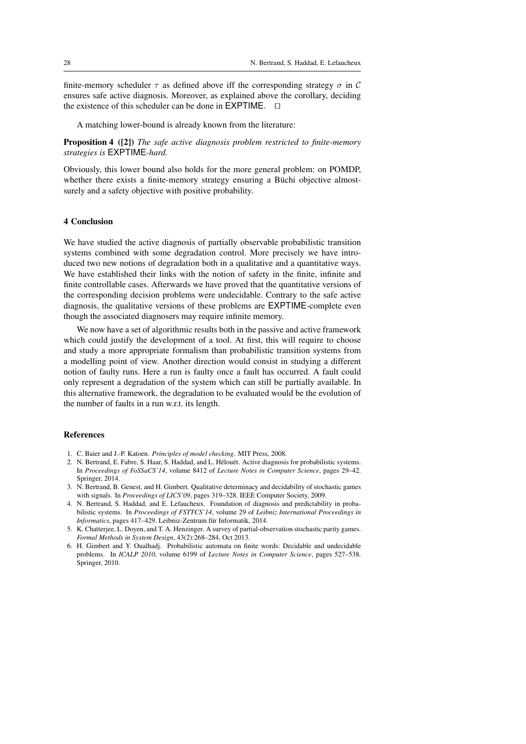finite-memory scheduler $\tau$ as defined above iff the corresponding strategy $\sigma$ in $\mathcal{C}$ ensures safe active diagnosis. Moreover, as explained above the corollary, deciding the existence of this scheduler can be done in EXPTIME. $\square$

A matching lower-bound is already known from the literature:

**Proposition 4 ([2])** *The safe active diagnosis problem restricted to finite-memory strategies is* EXPTIME*-hard.*

Obviously, this lower bound also holds for the more general problem: on POMDP, whether there exists a finite-memory strategy ensuring a Büchi objective almost-surely and a safety objective with positive probability.

## 4 Conclusion

We have studied the active diagnosis of partially observable probabilistic transition systems combined with some degradation control. More precisely we have introduced two new notions of degradation both in a qualitative and a quantitative ways. We have established their links with the notion of safety in the finite, infinite and finite controllable cases. Afterwards we have proved that the quantitative versions of the corresponding decision problems were undecidable. Contrary to the safe active diagnosis, the qualitative versions of these problems are EXPTIME-complete even though the associated diagnosers may require infinite memory.

We now have a set of algorithmic results both in the passive and active framework which could justify the development of a tool. At first, this will require to choose and study a more appropriate formalism than probabilistic transition systems from a modelling point of view. Another direction would consist in studying a different notion of faulty runs. Here a run is faulty once a fault has occurred. A fault could only represent a degradation of the system which can still be partially available. In this alternative framework, the degradation to be evaluated would be the evolution of the number of faults in a run w.r.t. its length.

## References

1. C. Baier and J.-P. Katoen. *Principles of model checking*. MIT Press, 2008.
2. N. Bertrand, E. Fabre, S. Haar, S. Haddad, and L. Hélouët. Active diagnosis for probabilistic systems. In *Proceedings of FoSSaCS'14*, volume 8412 of *Lecture Notes in Computer Science*, pages 29–42. Springer, 2014.
3. N. Bertrand, B. Genest, and H. Gimbert. Qualitative determinacy and decidability of stochastic games with signals. In *Proceedings of LICS'09*, pages 319–328. IEEE Computer Society, 2009.
4. N. Bertrand, S. Haddad, and E. Lefaucheux. Foundation of diagnosis and predictability in probabilistic systems. In *Proceedings of FSTTCS'14*, volume 29 of *Leibniz International Proceedings in Informatics*, pages 417–429. Leibniz-Zentrum für Informatik, 2014.
5. K. Chatterjee, L. Doyen, and T. A. Henzinger. A survey of partial-observation stochastic parity games. *Formal Methods in System Design*, 43(2):268–284, Oct 2013.
6. H. Gimbert and Y. Oualhadj. Probabilistic automata on finite words: Decidable and undecidable problems. In *ICALP 2010*, volume 6199 of *Lecture Notes in Computer Science*, pages 527–538. Springer, 2010.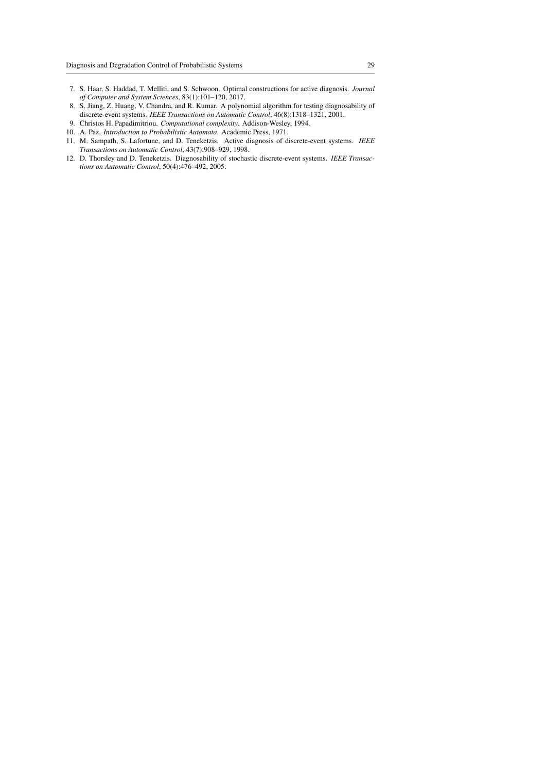7. S. Haar, S. Haddad, T. Melliti, and S. Schwoon. Optimal constructions for active diagnosis. *Journal of Computer and System Sciences*, 83(1):101–120, 2017.
8. S. Jiang, Z. Huang, V. Chandra, and R. Kumar. A polynomial algorithm for testing diagnosability of discrete-event systems. *IEEE Transactions on Automatic Control*, 46(8):1318–1321, 2001.
9. Christos H. Papadimitriou. *Computational complexity*. Addison-Wesley, 1994.
10. A. Paz. *Introduction to Probabilistic Automata*. Academic Press, 1971.
11. M. Sampath, S. Lafortune, and D. Teneketzis. Active diagnosis of discrete-event systems. *IEEE Transactions on Automatic Control*, 43(7):908–929, 1998.
12. D. Thorsley and D. Teneketzis. Diagnosability of stochastic discrete-event systems. *IEEE Transactions on Automatic Control*, 50(4):476–492, 2005.